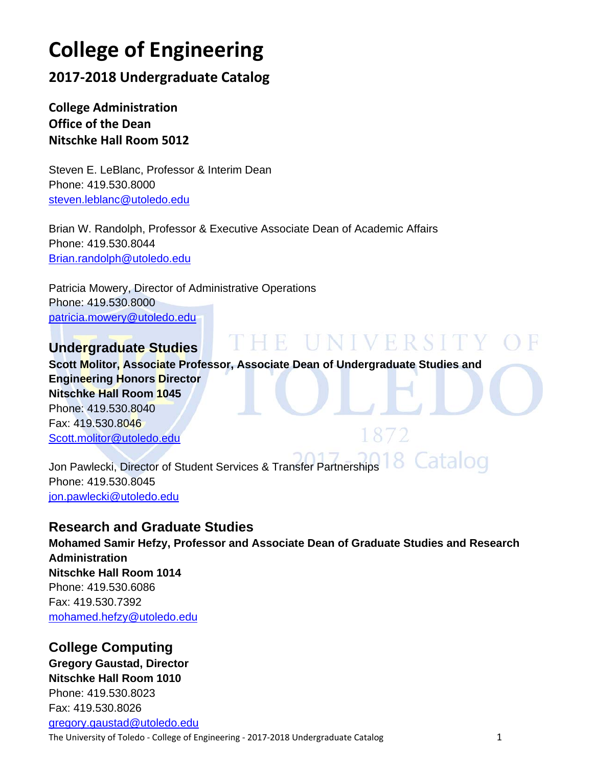# College of Engineering

## 2017-2018 Undergraduate Catalog

**College Administration**
**Office of the Dean**
**Nitschke Hall Room 5012**

Steven E. LeBlanc, Professor & Interim Dean
Phone: 419.530.8000
steven.leblanc@utoledo.edu

Brian W. Randolph, Professor & Executive Associate Dean of Academic Affairs
Phone: 419.530.8044
Brian.randolph@utoledo.edu

Patricia Mowery, Director of Administrative Operations
Phone: 419.530.8000
patricia.mowery@utoledo.edu

### Undergraduate Studies

**Scott Molitor, Associate Professor, Associate Dean of Undergraduate Studies and Engineering Honors Director**
**Nitschke Hall Room 1045**
Phone: 419.530.8040
Fax: 419.530.8046
Scott.molitor@utoledo.edu

Jon Pawlecki, Director of Student Services & Transfer Partnerships
Phone: 419.530.8045
jon.pawlecki@utoledo.edu

### Research and Graduate Studies

**Mohamed Samir Hefzy, Professor and Associate Dean of Graduate Studies and Research Administration**
**Nitschke Hall Room 1014**
Phone: 419.530.6086
Fax: 419.530.7392
mohamed.hefzy@utoledo.edu

### College Computing

**Gregory Gaustad, Director**
**Nitschke Hall Room 1010**
Phone: 419.530.8023
Fax: 419.530.8026
gregory.gaustad@utoledo.edu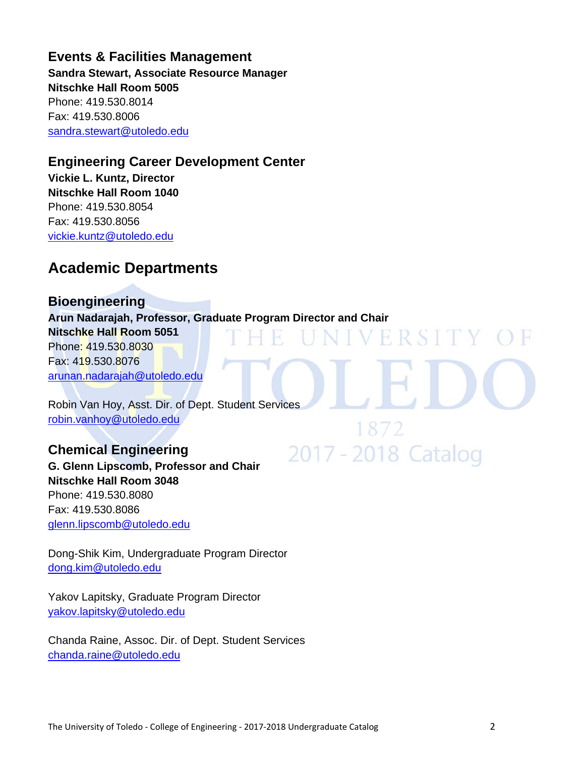### Events & Facilities Management

**Sandra Stewart, Associate Resource Manager**
**Nitschke Hall Room 5005**
Phone: 419.530.8014
Fax: 419.530.8006
sandra.stewart@utoledo.edu

### Engineering Career Development Center

**Vickie L. Kuntz, Director**
**Nitschke Hall Room 1040**
Phone: 419.530.8054
Fax: 419.530.8056
vickie.kuntz@utoledo.edu

## Academic Departments

### Bioengineering

**Arun Nadarajah, Professor, Graduate Program Director and Chair**
**Nitschke Hall Room 5051**
Phone: 419.530.8030
Fax: 419.530.8076
arunan.nadarajah@utoledo.edu

Robin Van Hoy, Asst. Dir. of Dept. Student Services
robin.vanhoy@utoledo.edu

### Chemical Engineering

**G. Glenn Lipscomb, Professor and Chair**
**Nitschke Hall Room 3048**
Phone: 419.530.8080
Fax: 419.530.8086
glenn.lipscomb@utoledo.edu

Dong-Shik Kim, Undergraduate Program Director
dong.kim@utoledo.edu

Yakov Lapitsky, Graduate Program Director
yakov.lapitsky@utoledo.edu

Chanda Raine, Assoc. Dir. of Dept. Student Services
chanda.raine@utoledo.edu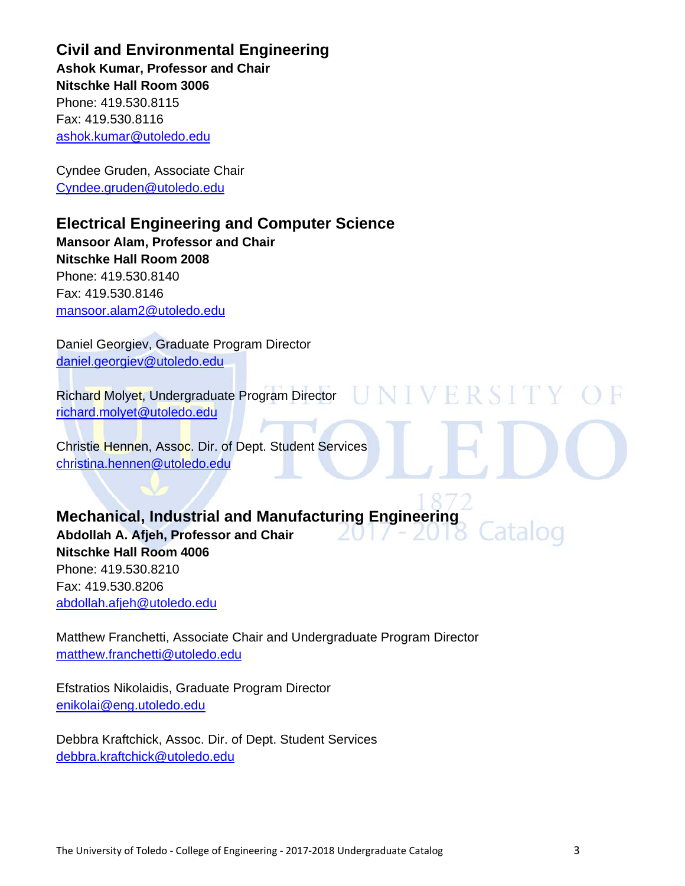## Civil and Environmental Engineering

**Ashok Kumar, Professor and Chair**
**Nitschke Hall Room 3006**
Phone: 419.530.8115
Fax: 419.530.8116
ashok.kumar@utoledo.edu

Cyndee Gruden, Associate Chair
Cyndee.gruden@utoledo.edu

## Electrical Engineering and Computer Science

**Mansoor Alam, Professor and Chair**
**Nitschke Hall Room 2008**
Phone: 419.530.8140
Fax: 419.530.8146
mansoor.alam2@utoledo.edu

Daniel Georgiev, Graduate Program Director
daniel.georgiev@utoledo.edu

Richard Molyet, Undergraduate Program Director
richard.molyet@utoledo.edu

Christie Hennen, Assoc. Dir. of Dept. Student Services
christina.hennen@utoledo.edu

## Mechanical, Industrial and Manufacturing Engineering

**Abdollah A. Afjeh, Professor and Chair**
**Nitschke Hall Room 4006**
Phone: 419.530.8210
Fax: 419.530.8206
abdollah.afjeh@utoledo.edu

Matthew Franchetti, Associate Chair and Undergraduate Program Director
matthew.franchetti@utoledo.edu

Efstratios Nikolaidis, Graduate Program Director
enikolai@eng.utoledo.edu

Debbra Kraftchick, Assoc. Dir. of Dept. Student Services
debbra.kraftchick@utoledo.edu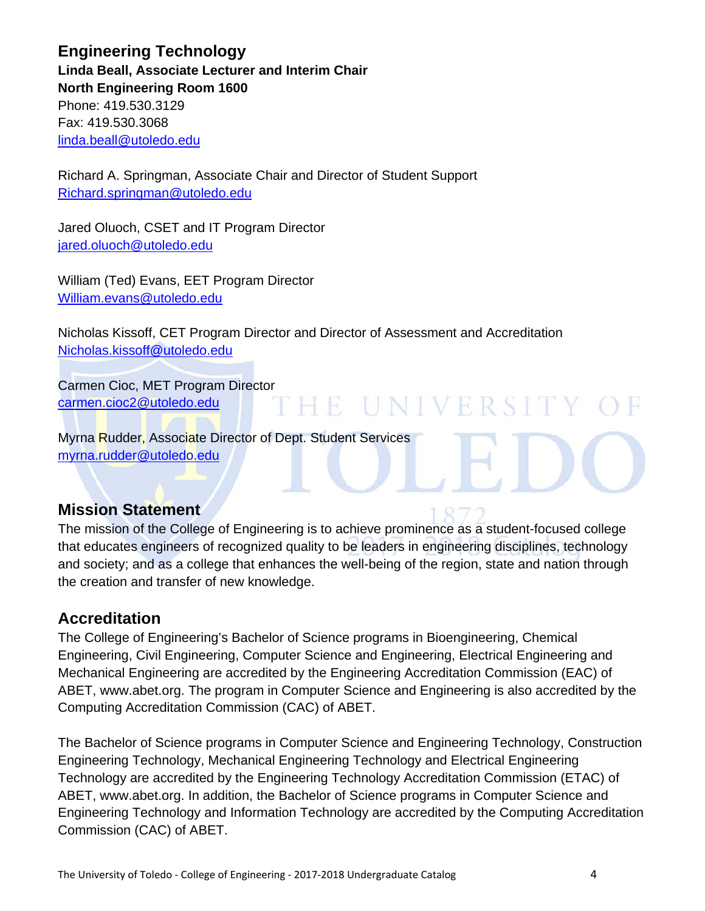## Engineering Technology

**Linda Beall, Associate Lecturer and Interim Chair**
**North Engineering Room 1600**
Phone: 419.530.3129
Fax: 419.530.3068
linda.beall@utoledo.edu

Richard A. Springman, Associate Chair and Director of Student Support
Richard.springman@utoledo.edu

Jared Oluoch, CSET and IT Program Director
jared.oluoch@utoledo.edu

William (Ted) Evans, EET Program Director
William.evans@utoledo.edu

Nicholas Kissoff, CET Program Director and Director of Assessment and Accreditation
Nicholas.kissoff@utoledo.edu

Carmen Cioc, MET Program Director
carmen.cioc2@utoledo.edu

Myrna Rudder, Associate Director of Dept. Student Services
myrna.rudder@utoledo.edu

## Mission Statement

The mission of the College of Engineering is to achieve prominence as a student-focused college that educates engineers of recognized quality to be leaders in engineering disciplines, technology and society; and as a college that enhances the well-being of the region, state and nation through the creation and transfer of new knowledge.

## Accreditation

The College of Engineering's Bachelor of Science programs in Bioengineering, Chemical Engineering, Civil Engineering, Computer Science and Engineering, Electrical Engineering and Mechanical Engineering are accredited by the Engineering Accreditation Commission (EAC) of ABET, www.abet.org. The program in Computer Science and Engineering is also accredited by the Computing Accreditation Commission (CAC) of ABET.

The Bachelor of Science programs in Computer Science and Engineering Technology, Construction Engineering Technology, Mechanical Engineering Technology and Electrical Engineering Technology are accredited by the Engineering Technology Accreditation Commission (ETAC) of ABET, www.abet.org. In addition, the Bachelor of Science programs in Computer Science and Engineering Technology and Information Technology are accredited by the Computing Accreditation Commission (CAC) of ABET.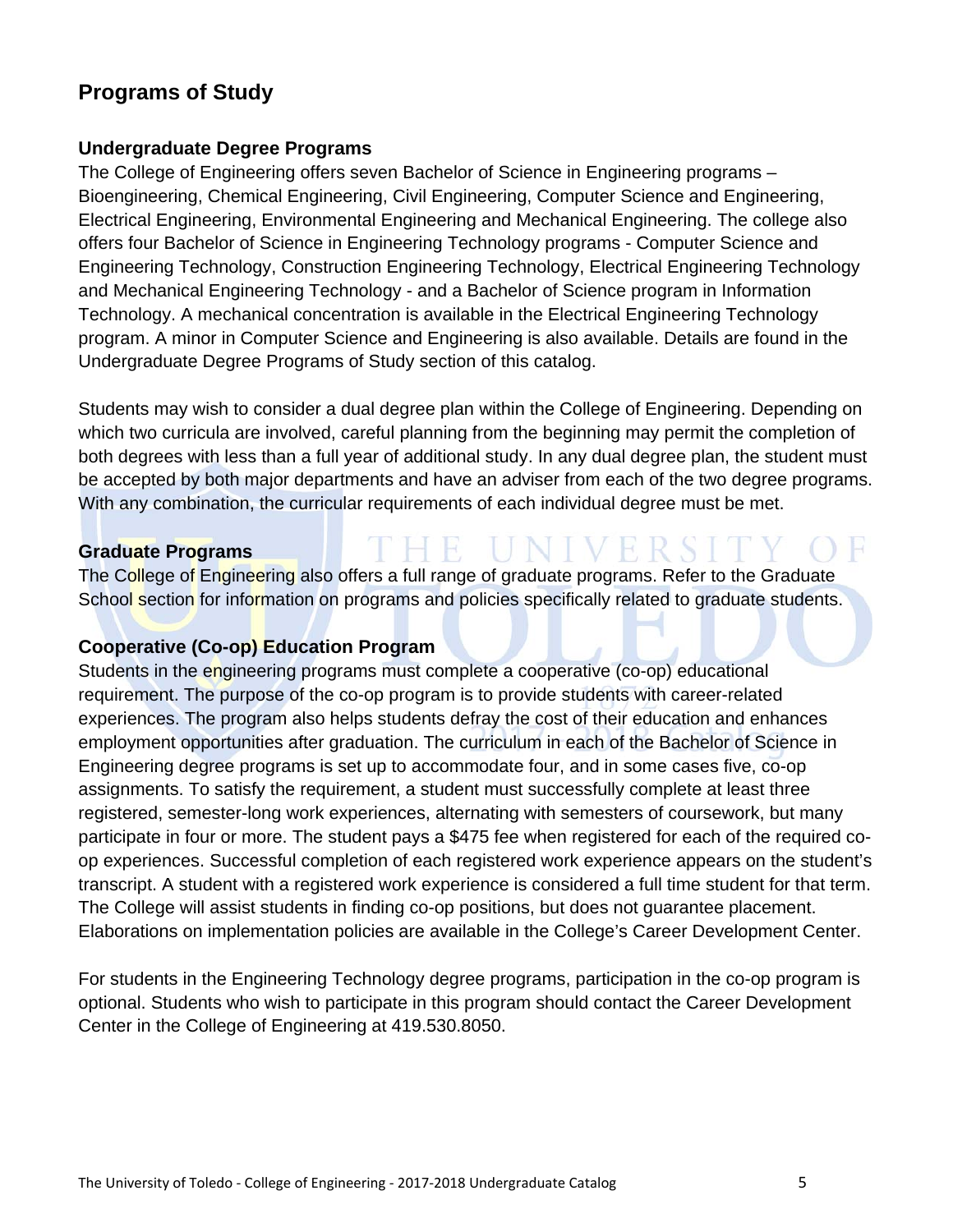# Programs of Study

### Undergraduate Degree Programs

The College of Engineering offers seven Bachelor of Science in Engineering programs – Bioengineering, Chemical Engineering, Civil Engineering, Computer Science and Engineering, Electrical Engineering, Environmental Engineering and Mechanical Engineering. The college also offers four Bachelor of Science in Engineering Technology programs - Computer Science and Engineering Technology, Construction Engineering Technology, Electrical Engineering Technology and Mechanical Engineering Technology - and a Bachelor of Science program in Information Technology. A mechanical concentration is available in the Electrical Engineering Technology program. A minor in Computer Science and Engineering is also available. Details are found in the Undergraduate Degree Programs of Study section of this catalog.

Students may wish to consider a dual degree plan within the College of Engineering. Depending on which two curricula are involved, careful planning from the beginning may permit the completion of both degrees with less than a full year of additional study. In any dual degree plan, the student must be accepted by both major departments and have an adviser from each of the two degree programs. With any combination, the curricular requirements of each individual degree must be met.

### Graduate Programs

The College of Engineering also offers a full range of graduate programs. Refer to the Graduate School section for information on programs and policies specifically related to graduate students.

### Cooperative (Co-op) Education Program

Students in the engineering programs must complete a cooperative (co-op) educational requirement. The purpose of the co-op program is to provide students with career-related experiences. The program also helps students defray the cost of their education and enhances employment opportunities after graduation. The curriculum in each of the Bachelor of Science in Engineering degree programs is set up to accommodate four, and in some cases five, co-op assignments. To satisfy the requirement, a student must successfully complete at least three registered, semester-long work experiences, alternating with semesters of coursework, but many participate in four or more. The student pays a $475 fee when registered for each of the required co-op experiences. Successful completion of each registered work experience appears on the student's transcript. A student with a registered work experience is considered a full time student for that term. The College will assist students in finding co-op positions, but does not guarantee placement. Elaborations on implementation policies are available in the College's Career Development Center.

For students in the Engineering Technology degree programs, participation in the co-op program is optional. Students who wish to participate in this program should contact the Career Development Center in the College of Engineering at 419.530.8050.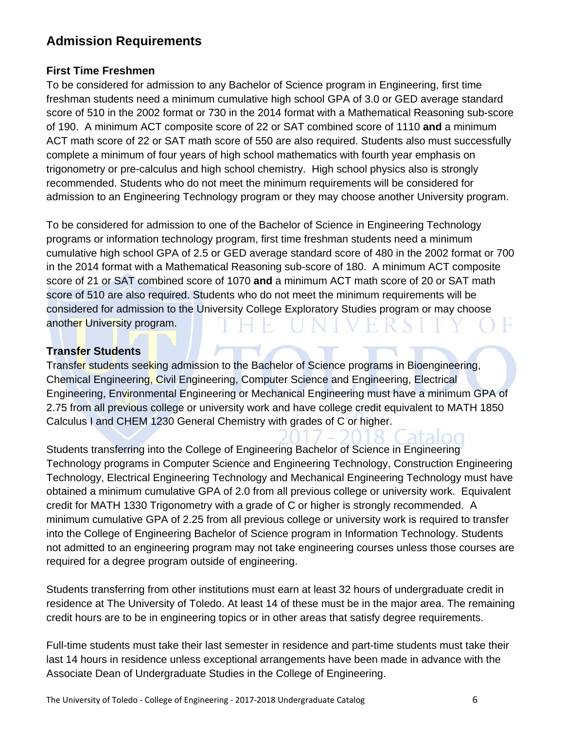## Admission Requirements

### First Time Freshmen

To be considered for admission to any Bachelor of Science program in Engineering, first time freshman students need a minimum cumulative high school GPA of 3.0 or GED average standard score of 510 in the 2002 format or 730 in the 2014 format with a Mathematical Reasoning sub-score of 190. A minimum ACT composite score of 22 or SAT combined score of 1110 **and** a minimum ACT math score of 22 or SAT math score of 550 are also required. Students also must successfully complete a minimum of four years of high school mathematics with fourth year emphasis on trigonometry or pre-calculus and high school chemistry. High school physics also is strongly recommended. Students who do not meet the minimum requirements will be considered for admission to an Engineering Technology program or they may choose another University program.

To be considered for admission to one of the Bachelor of Science in Engineering Technology programs or information technology program, first time freshman students need a minimum cumulative high school GPA of 2.5 or GED average standard score of 480 in the 2002 format or 700 in the 2014 format with a Mathematical Reasoning sub-score of 180. A minimum ACT composite score of 21 or SAT combined score of 1070 **and** a minimum ACT math score of 20 or SAT math score of 510 are also required. Students who do not meet the minimum requirements will be considered for admission to the University College Exploratory Studies program or may choose another University program.

### Transfer Students

Transfer students seeking admission to the Bachelor of Science programs in Bioengineering, Chemical Engineering, Civil Engineering, Computer Science and Engineering, Electrical Engineering, Environmental Engineering or Mechanical Engineering must have a minimum GPA of 2.75 from all previous college or university work and have college credit equivalent to MATH 1850 Calculus I and CHEM 1230 General Chemistry with grades of C or higher.

Students transferring into the College of Engineering Bachelor of Science in Engineering Technology programs in Computer Science and Engineering Technology, Construction Engineering Technology, Electrical Engineering Technology and Mechanical Engineering Technology must have obtained a minimum cumulative GPA of 2.0 from all previous college or university work. Equivalent credit for MATH 1330 Trigonometry with a grade of C or higher is strongly recommended. A minimum cumulative GPA of 2.25 from all previous college or university work is required to transfer into the College of Engineering Bachelor of Science program in Information Technology. Students not admitted to an engineering program may not take engineering courses unless those courses are required for a degree program outside of engineering.

Students transferring from other institutions must earn at least 32 hours of undergraduate credit in residence at The University of Toledo. At least 14 of these must be in the major area. The remaining credit hours are to be in engineering topics or in other areas that satisfy degree requirements.

Full-time students must take their last semester in residence and part-time students must take their last 14 hours in residence unless exceptional arrangements have been made in advance with the Associate Dean of Undergraduate Studies in the College of Engineering.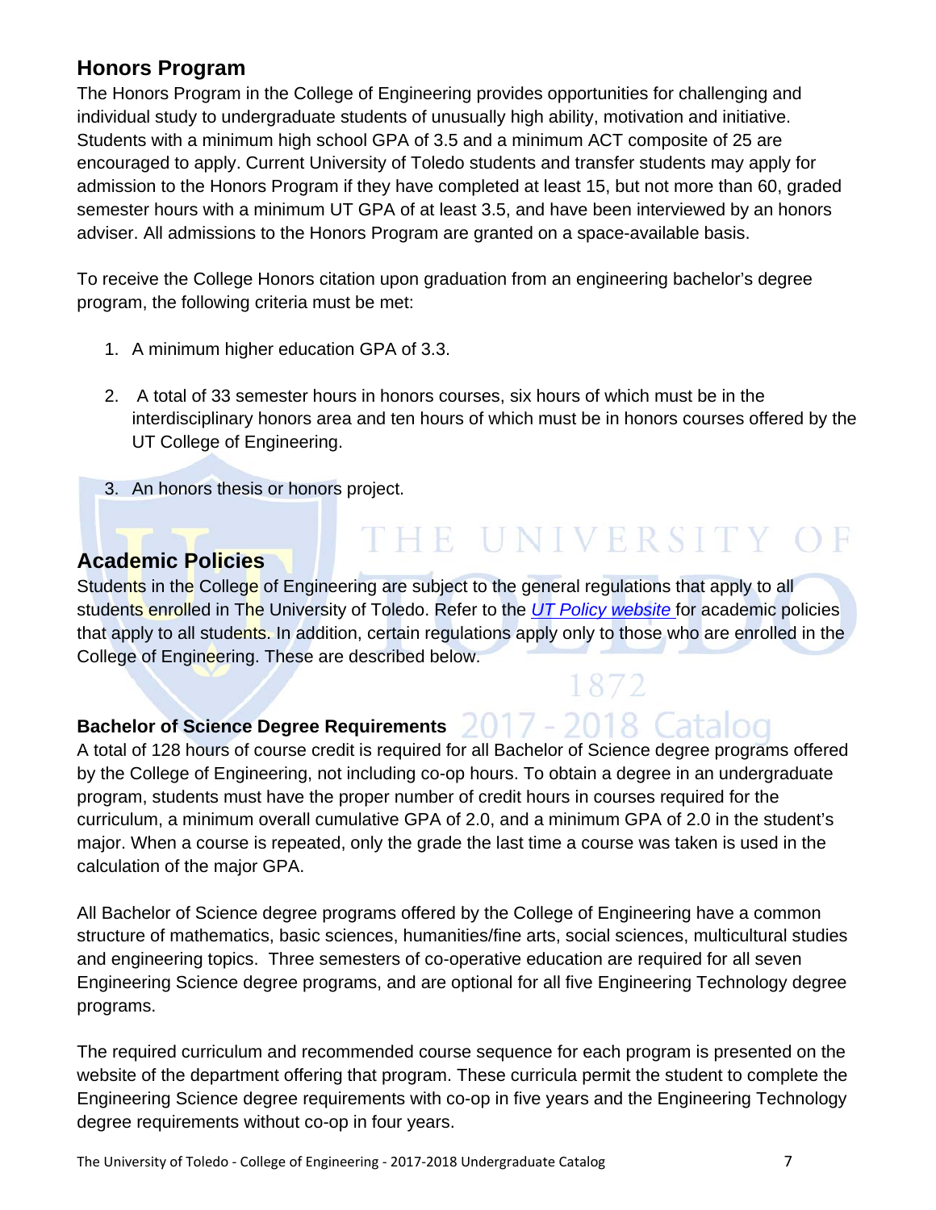## Honors Program

The Honors Program in the College of Engineering provides opportunities for challenging and individual study to undergraduate students of unusually high ability, motivation and initiative. Students with a minimum high school GPA of 3.5 and a minimum ACT composite of 25 are encouraged to apply. Current University of Toledo students and transfer students may apply for admission to the Honors Program if they have completed at least 15, but not more than 60, graded semester hours with a minimum UT GPA of at least 3.5, and have been interviewed by an honors adviser. All admissions to the Honors Program are granted on a space-available basis.

To receive the College Honors citation upon graduation from an engineering bachelor's degree program, the following criteria must be met:

1. A minimum higher education GPA of 3.3.

2. A total of 33 semester hours in honors courses, six hours of which must be in the interdisciplinary honors area and ten hours of which must be in honors courses offered by the UT College of Engineering.

3. An honors thesis or honors project.

## Academic Policies

Students in the College of Engineering are subject to the general regulations that apply to all students enrolled in The University of Toledo. Refer to the *UT Policy website* for academic policies that apply to all students. In addition, certain regulations apply only to those who are enrolled in the College of Engineering. These are described below.

### Bachelor of Science Degree Requirements

A total of 128 hours of course credit is required for all Bachelor of Science degree programs offered by the College of Engineering, not including co-op hours. To obtain a degree in an undergraduate program, students must have the proper number of credit hours in courses required for the curriculum, a minimum overall cumulative GPA of 2.0, and a minimum GPA of 2.0 in the student's major. When a course is repeated, only the grade the last time a course was taken is used in the calculation of the major GPA.

All Bachelor of Science degree programs offered by the College of Engineering have a common structure of mathematics, basic sciences, humanities/fine arts, social sciences, multicultural studies and engineering topics. Three semesters of co-operative education are required for all seven Engineering Science degree programs, and are optional for all five Engineering Technology degree programs.

The required curriculum and recommended course sequence for each program is presented on the website of the department offering that program. These curricula permit the student to complete the Engineering Science degree requirements with co-op in five years and the Engineering Technology degree requirements without co-op in four years.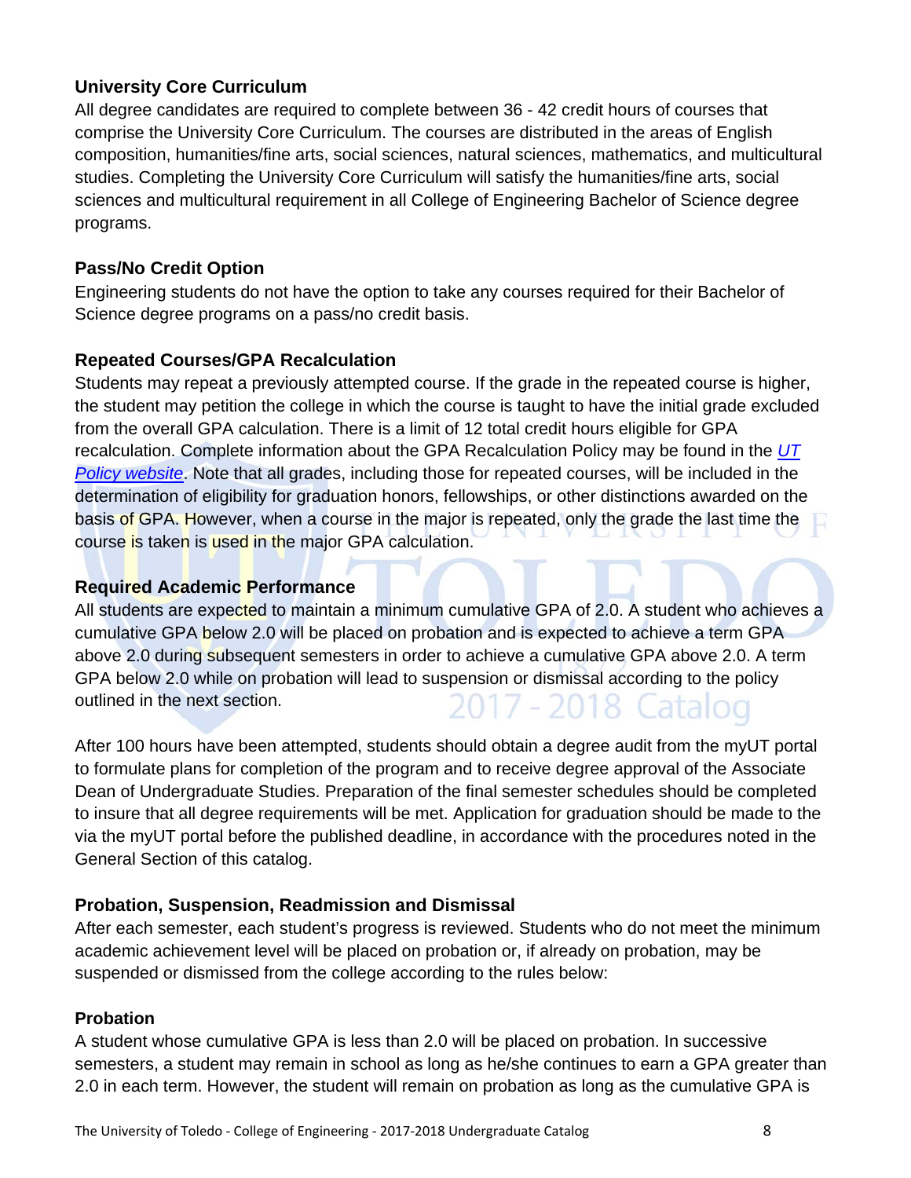### University Core Curriculum

All degree candidates are required to complete between 36 - 42 credit hours of courses that comprise the University Core Curriculum. The courses are distributed in the areas of English composition, humanities/fine arts, social sciences, natural sciences, mathematics, and multicultural studies. Completing the University Core Curriculum will satisfy the humanities/fine arts, social sciences and multicultural requirement in all College of Engineering Bachelor of Science degree programs.

### Pass/No Credit Option

Engineering students do not have the option to take any courses required for their Bachelor of Science degree programs on a pass/no credit basis.

### Repeated Courses/GPA Recalculation

Students may repeat a previously attempted course. If the grade in the repeated course is higher, the student may petition the college in which the course is taught to have the initial grade excluded from the overall GPA calculation. There is a limit of 12 total credit hours eligible for GPA recalculation. Complete information about the GPA Recalculation Policy may be found in the *UT Policy website*. Note that all grades, including those for repeated courses, will be included in the determination of eligibility for graduation honors, fellowships, or other distinctions awarded on the basis of GPA. However, when a course in the major is repeated, only the grade the last time the course is taken is used in the major GPA calculation.

### Required Academic Performance

All students are expected to maintain a minimum cumulative GPA of 2.0. A student who achieves a cumulative GPA below 2.0 will be placed on probation and is expected to achieve a term GPA above 2.0 during subsequent semesters in order to achieve a cumulative GPA above 2.0. A term GPA below 2.0 while on probation will lead to suspension or dismissal according to the policy outlined in the next section.

After 100 hours have been attempted, students should obtain a degree audit from the myUT portal to formulate plans for completion of the program and to receive degree approval of the Associate Dean of Undergraduate Studies. Preparation of the final semester schedules should be completed to insure that all degree requirements will be met. Application for graduation should be made to the via the myUT portal before the published deadline, in accordance with the procedures noted in the General Section of this catalog.

### Probation, Suspension, Readmission and Dismissal

After each semester, each student's progress is reviewed. Students who do not meet the minimum academic achievement level will be placed on probation or, if already on probation, may be suspended or dismissed from the college according to the rules below:

### Probation

A student whose cumulative GPA is less than 2.0 will be placed on probation. In successive semesters, a student may remain in school as long as he/she continues to earn a GPA greater than 2.0 in each term. However, the student will remain on probation as long as the cumulative GPA is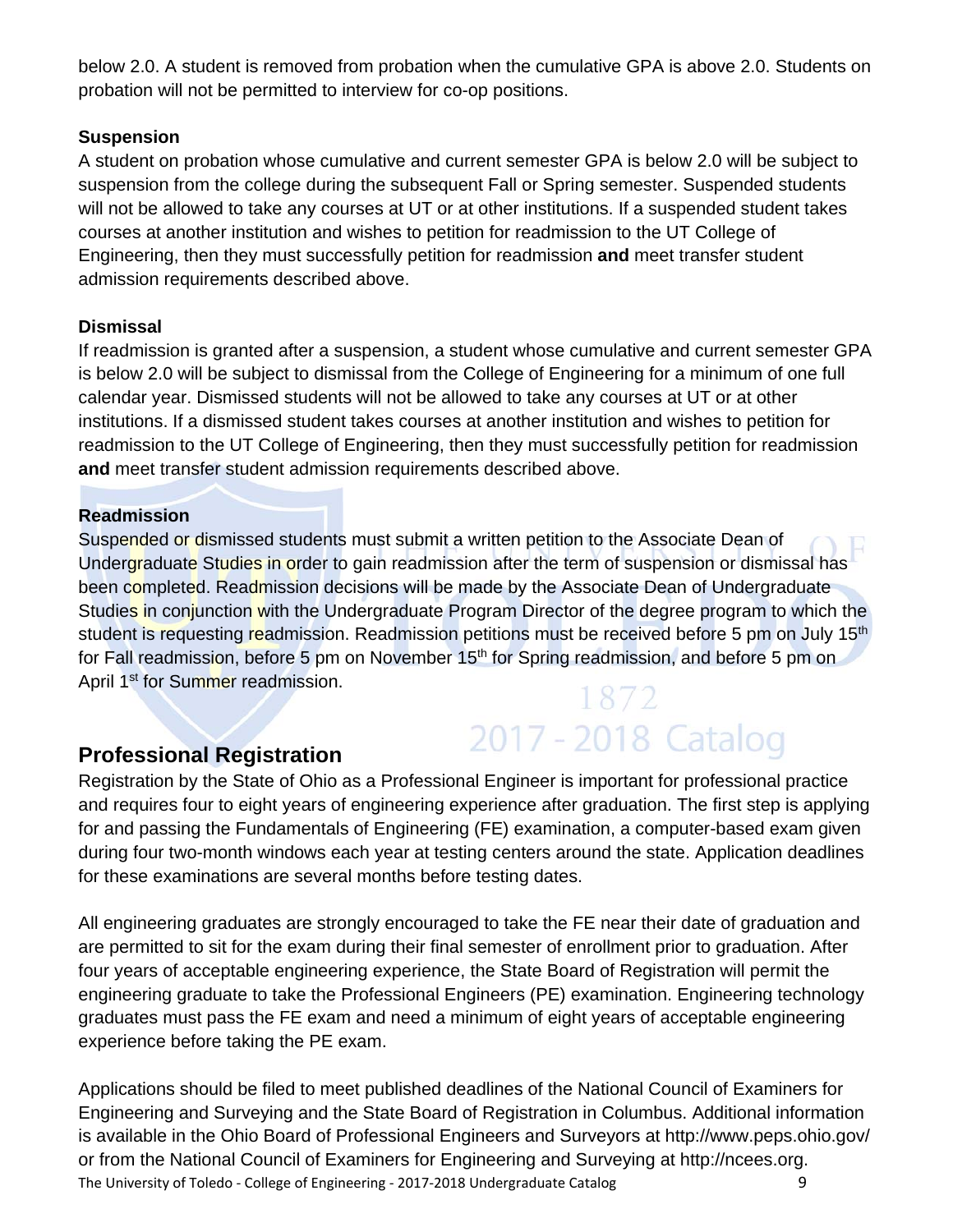below 2.0. A student is removed from probation when the cumulative GPA is above 2.0. Students on probation will not be permitted to interview for co-op positions.

### Suspension

A student on probation whose cumulative and current semester GPA is below 2.0 will be subject to suspension from the college during the subsequent Fall or Spring semester. Suspended students will not be allowed to take any courses at UT or at other institutions. If a suspended student takes courses at another institution and wishes to petition for readmission to the UT College of Engineering, then they must successfully petition for readmission **and** meet transfer student admission requirements described above.

### Dismissal

If readmission is granted after a suspension, a student whose cumulative and current semester GPA is below 2.0 will be subject to dismissal from the College of Engineering for a minimum of one full calendar year. Dismissed students will not be allowed to take any courses at UT or at other institutions. If a dismissed student takes courses at another institution and wishes to petition for readmission to the UT College of Engineering, then they must successfully petition for readmission **and** meet transfer student admission requirements described above.

### Readmission

Suspended or dismissed students must submit a written petition to the Associate Dean of Undergraduate Studies in order to gain readmission after the term of suspension or dismissal has been completed. Readmission decisions will be made by the Associate Dean of Undergraduate Studies in conjunction with the Undergraduate Program Director of the degree program to which the student is requesting readmission. Readmission petitions must be received before 5 pm on July 15th for Fall readmission, before 5 pm on November 15th for Spring readmission, and before 5 pm on April 1st for Summer readmission.

## Professional Registration

Registration by the State of Ohio as a Professional Engineer is important for professional practice and requires four to eight years of engineering experience after graduation. The first step is applying for and passing the Fundamentals of Engineering (FE) examination, a computer-based exam given during four two-month windows each year at testing centers around the state. Application deadlines for these examinations are several months before testing dates.

All engineering graduates are strongly encouraged to take the FE near their date of graduation and are permitted to sit for the exam during their final semester of enrollment prior to graduation. After four years of acceptable engineering experience, the State Board of Registration will permit the engineering graduate to take the Professional Engineers (PE) examination. Engineering technology graduates must pass the FE exam and need a minimum of eight years of acceptable engineering experience before taking the PE exam.

Applications should be filed to meet published deadlines of the National Council of Examiners for Engineering and Surveying and the State Board of Registration in Columbus. Additional information is available in the Ohio Board of Professional Engineers and Surveyors at http://www.peps.ohio.gov/ or from the National Council of Examiners for Engineering and Surveying at http://ncees.org.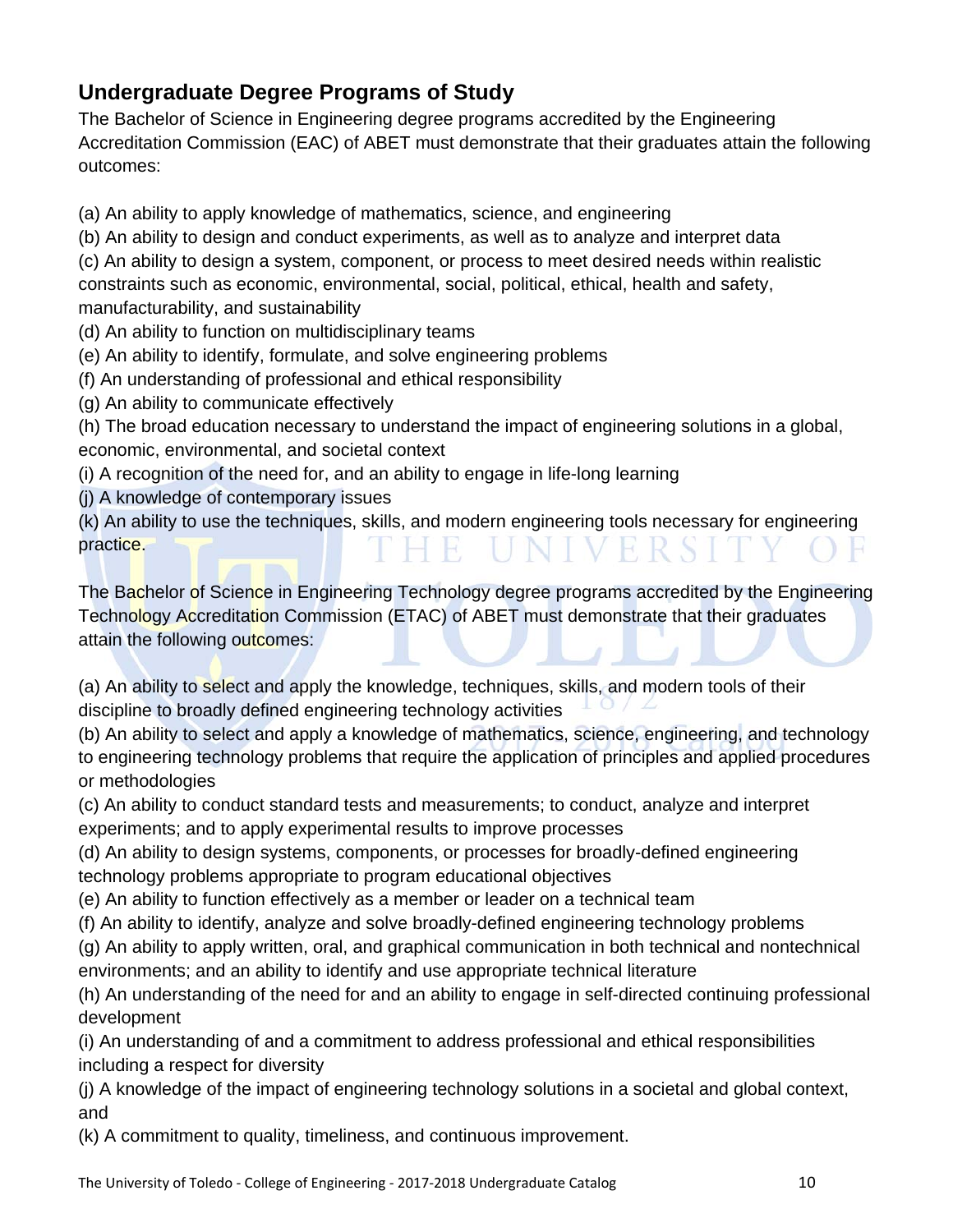## Undergraduate Degree Programs of Study

The Bachelor of Science in Engineering degree programs accredited by the Engineering Accreditation Commission (EAC) of ABET must demonstrate that their graduates attain the following outcomes:

(a) An ability to apply knowledge of mathematics, science, and engineering
(b) An ability to design and conduct experiments, as well as to analyze and interpret data
(c) An ability to design a system, component, or process to meet desired needs within realistic constraints such as economic, environmental, social, political, ethical, health and safety, manufacturability, and sustainability
(d) An ability to function on multidisciplinary teams
(e) An ability to identify, formulate, and solve engineering problems
(f) An understanding of professional and ethical responsibility
(g) An ability to communicate effectively
(h) The broad education necessary to understand the impact of engineering solutions in a global, economic, environmental, and societal context
(i) A recognition of the need for, and an ability to engage in life-long learning
(j) A knowledge of contemporary issues
(k) An ability to use the techniques, skills, and modern engineering tools necessary for engineering practice.

The Bachelor of Science in Engineering Technology degree programs accredited by the Engineering Technology Accreditation Commission (ETAC) of ABET must demonstrate that their graduates attain the following outcomes:

(a) An ability to select and apply the knowledge, techniques, skills, and modern tools of their discipline to broadly defined engineering technology activities
(b) An ability to select and apply a knowledge of mathematics, science, engineering, and technology to engineering technology problems that require the application of principles and applied procedures or methodologies
(c) An ability to conduct standard tests and measurements; to conduct, analyze and interpret experiments; and to apply experimental results to improve processes
(d) An ability to design systems, components, or processes for broadly-defined engineering technology problems appropriate to program educational objectives
(e) An ability to function effectively as a member or leader on a technical team
(f) An ability to identify, analyze and solve broadly-defined engineering technology problems
(g) An ability to apply written, oral, and graphical communication in both technical and nontechnical environments; and an ability to identify and use appropriate technical literature
(h) An understanding of the need for and an ability to engage in self-directed continuing professional development
(i) An understanding of and a commitment to address professional and ethical responsibilities including a respect for diversity
(j) A knowledge of the impact of engineering technology solutions in a societal and global context, and
(k) A commitment to quality, timeliness, and continuous improvement.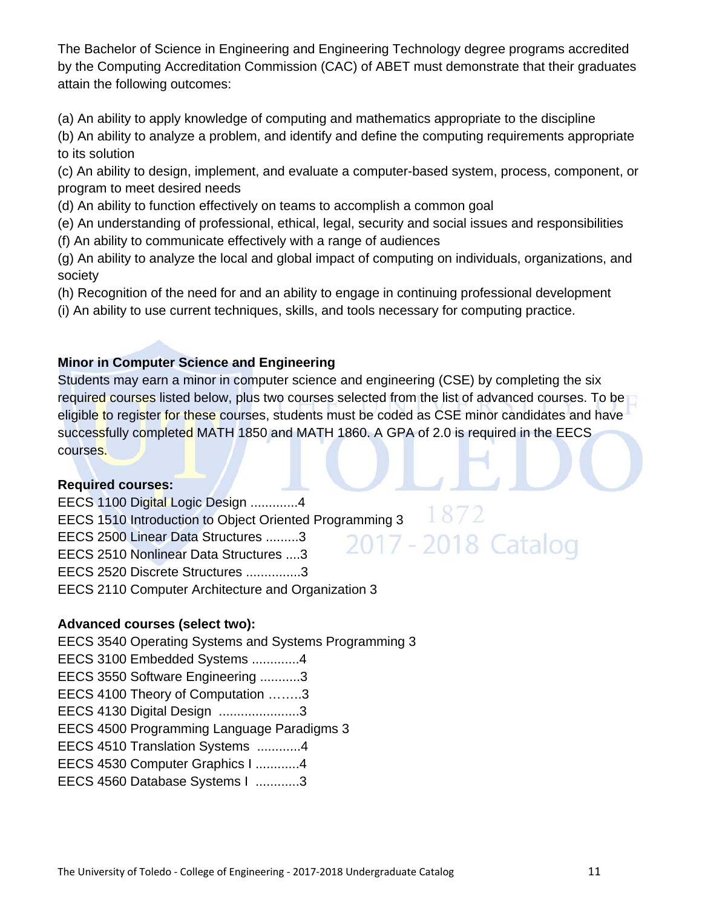The Bachelor of Science in Engineering and Engineering Technology degree programs accredited by the Computing Accreditation Commission (CAC) of ABET must demonstrate that their graduates attain the following outcomes:

(a) An ability to apply knowledge of computing and mathematics appropriate to the discipline
(b) An ability to analyze a problem, and identify and define the computing requirements appropriate to its solution
(c) An ability to design, implement, and evaluate a computer-based system, process, component, or program to meet desired needs
(d) An ability to function effectively on teams to accomplish a common goal
(e) An understanding of professional, ethical, legal, security and social issues and responsibilities
(f) An ability to communicate effectively with a range of audiences
(g) An ability to analyze the local and global impact of computing on individuals, organizations, and society
(h) Recognition of the need for and an ability to engage in continuing professional development
(i) An ability to use current techniques, skills, and tools necessary for computing practice.

**Minor in Computer Science and Engineering**

Students may earn a minor in computer science and engineering (CSE) by completing the six required courses listed below, plus two courses selected from the list of advanced courses. To be eligible to register for these courses, students must be coded as CSE minor candidates and have successfully completed MATH 1850 and MATH 1860. A GPA of 2.0 is required in the EECS courses.

**Required courses:**

EECS 1100 Digital Logic Design .............4
EECS 1510 Introduction to Object Oriented Programming 3
EECS 2500 Linear Data Structures .........3
EECS 2510 Nonlinear Data Structures ....3
EECS 2520 Discrete Structures ...............3
EECS 2110 Computer Architecture and Organization 3

**Advanced courses (select two):**

EECS 3540 Operating Systems and Systems Programming 3
EECS 3100 Embedded Systems .............4
EECS 3550 Software Engineering ...........3
EECS 4100 Theory of Computation ……..3
EECS 4130 Digital Design ......................3
EECS 4500 Programming Language Paradigms 3
EECS 4510 Translation Systems ............4
EECS 4530 Computer Graphics I ............4
EECS 4560 Database Systems I ............3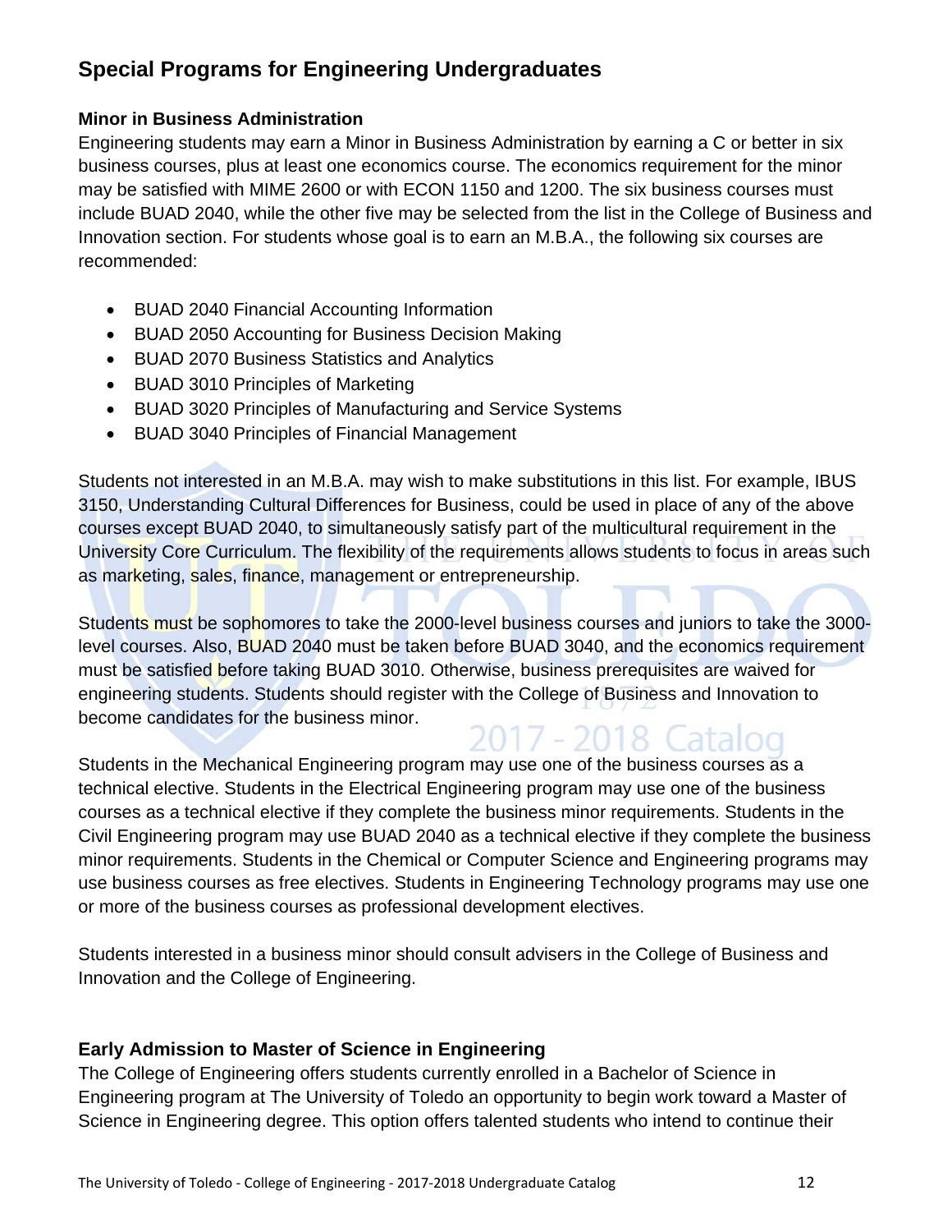## Special Programs for Engineering Undergraduates

### Minor in Business Administration

Engineering students may earn a Minor in Business Administration by earning a C or better in six business courses, plus at least one economics course. The economics requirement for the minor may be satisfied with MIME 2600 or with ECON 1150 and 1200. The six business courses must include BUAD 2040, while the other five may be selected from the list in the College of Business and Innovation section. For students whose goal is to earn an M.B.A., the following six courses are recommended:

- BUAD 2040 Financial Accounting Information
- BUAD 2050 Accounting for Business Decision Making
- BUAD 2070 Business Statistics and Analytics
- BUAD 3010 Principles of Marketing
- BUAD 3020 Principles of Manufacturing and Service Systems
- BUAD 3040 Principles of Financial Management

Students not interested in an M.B.A. may wish to make substitutions in this list. For example, IBUS 3150, Understanding Cultural Differences for Business, could be used in place of any of the above courses except BUAD 2040, to simultaneously satisfy part of the multicultural requirement in the University Core Curriculum. The flexibility of the requirements allows students to focus in areas such as marketing, sales, finance, management or entrepreneurship.

Students must be sophomores to take the 2000-level business courses and juniors to take the 3000-level courses. Also, BUAD 2040 must be taken before BUAD 3040, and the economics requirement must be satisfied before taking BUAD 3010. Otherwise, business prerequisites are waived for engineering students. Students should register with the College of Business and Innovation to become candidates for the business minor.

Students in the Mechanical Engineering program may use one of the business courses as a technical elective. Students in the Electrical Engineering program may use one of the business courses as a technical elective if they complete the business minor requirements. Students in the Civil Engineering program may use BUAD 2040 as a technical elective if they complete the business minor requirements. Students in the Chemical or Computer Science and Engineering programs may use business courses as free electives. Students in Engineering Technology programs may use one or more of the business courses as professional development electives.

Students interested in a business minor should consult advisers in the College of Business and Innovation and the College of Engineering.

### Early Admission to Master of Science in Engineering

The College of Engineering offers students currently enrolled in a Bachelor of Science in Engineering program at The University of Toledo an opportunity to begin work toward a Master of Science in Engineering degree. This option offers talented students who intend to continue their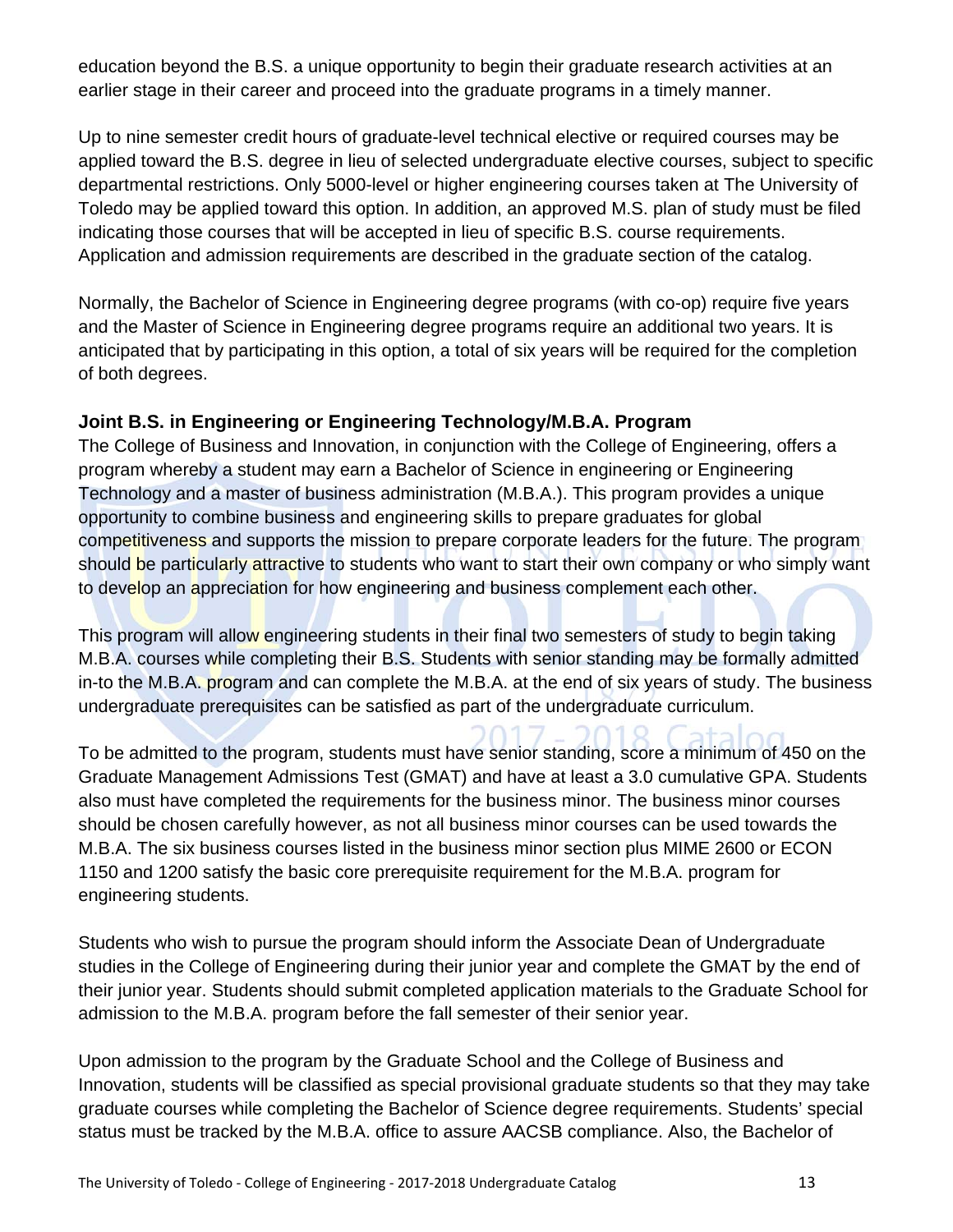education beyond the B.S. a unique opportunity to begin their graduate research activities at an earlier stage in their career and proceed into the graduate programs in a timely manner.

Up to nine semester credit hours of graduate-level technical elective or required courses may be applied toward the B.S. degree in lieu of selected undergraduate elective courses, subject to specific departmental restrictions. Only 5000-level or higher engineering courses taken at The University of Toledo may be applied toward this option. In addition, an approved M.S. plan of study must be filed indicating those courses that will be accepted in lieu of specific B.S. course requirements. Application and admission requirements are described in the graduate section of the catalog.

Normally, the Bachelor of Science in Engineering degree programs (with co-op) require five years and the Master of Science in Engineering degree programs require an additional two years. It is anticipated that by participating in this option, a total of six years will be required for the completion of both degrees.

**Joint B.S. in Engineering or Engineering Technology/M.B.A. Program**

The College of Business and Innovation, in conjunction with the College of Engineering, offers a program whereby a student may earn a Bachelor of Science in engineering or Engineering Technology and a master of business administration (M.B.A.). This program provides a unique opportunity to combine business and engineering skills to prepare graduates for global competitiveness and supports the mission to prepare corporate leaders for the future. The program should be particularly attractive to students who want to start their own company or who simply want to develop an appreciation for how engineering and business complement each other.

This program will allow engineering students in their final two semesters of study to begin taking M.B.A. courses while completing their B.S. Students with senior standing may be formally admitted in-to the M.B.A. program and can complete the M.B.A. at the end of six years of study. The business undergraduate prerequisites can be satisfied as part of the undergraduate curriculum.

To be admitted to the program, students must have senior standing, score a minimum of 450 on the Graduate Management Admissions Test (GMAT) and have at least a 3.0 cumulative GPA. Students also must have completed the requirements for the business minor. The business minor courses should be chosen carefully however, as not all business minor courses can be used towards the M.B.A. The six business courses listed in the business minor section plus MIME 2600 or ECON 1150 and 1200 satisfy the basic core prerequisite requirement for the M.B.A. program for engineering students.

Students who wish to pursue the program should inform the Associate Dean of Undergraduate studies in the College of Engineering during their junior year and complete the GMAT by the end of their junior year. Students should submit completed application materials to the Graduate School for admission to the M.B.A. program before the fall semester of their senior year.

Upon admission to the program by the Graduate School and the College of Business and Innovation, students will be classified as special provisional graduate students so that they may take graduate courses while completing the Bachelor of Science degree requirements. Students' special status must be tracked by the M.B.A. office to assure AACSB compliance. Also, the Bachelor of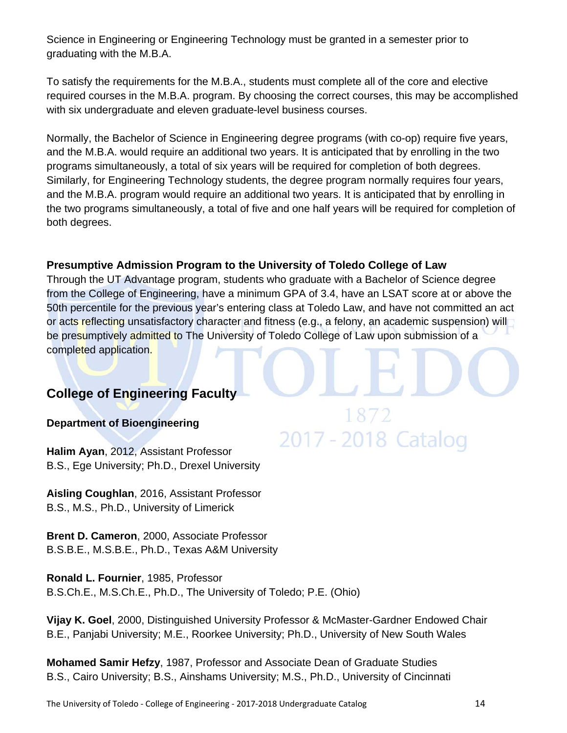Science in Engineering or Engineering Technology must be granted in a semester prior to graduating with the M.B.A.

To satisfy the requirements for the M.B.A., students must complete all of the core and elective required courses in the M.B.A. program. By choosing the correct courses, this may be accomplished with six undergraduate and eleven graduate-level business courses.

Normally, the Bachelor of Science in Engineering degree programs (with co-op) require five years, and the M.B.A. would require an additional two years. It is anticipated that by enrolling in the two programs simultaneously, a total of six years will be required for completion of both degrees. Similarly, for Engineering Technology students, the degree program normally requires four years, and the M.B.A. program would require an additional two years. It is anticipated that by enrolling in the two programs simultaneously, a total of five and one half years will be required for completion of both degrees.

**Presumptive Admission Program to the University of Toledo College of Law**

Through the UT Advantage program, students who graduate with a Bachelor of Science degree from the College of Engineering, have a minimum GPA of 3.4, have an LSAT score at or above the 50th percentile for the previous year's entering class at Toledo Law, and have not committed an act or acts reflecting unsatisfactory character and fitness (e.g., a felony, an academic suspension) will be presumptively admitted to The University of Toledo College of Law upon submission of a completed application.

## College of Engineering Faculty

### Department of Bioengineering

**Halim Ayan**, 2012, Assistant Professor
B.S., Ege University; Ph.D., Drexel University

**Aisling Coughlan**, 2016, Assistant Professor
B.S., M.S., Ph.D., University of Limerick

**Brent D. Cameron**, 2000, Associate Professor
B.S.B.E., M.S.B.E., Ph.D., Texas A&M University

**Ronald L. Fournier**, 1985, Professor
B.S.Ch.E., M.S.Ch.E., Ph.D., The University of Toledo; P.E. (Ohio)

**Vijay K. Goel**, 2000, Distinguished University Professor & McMaster-Gardner Endowed Chair
B.E., Panjabi University; M.E., Roorkee University; Ph.D., University of New South Wales

**Mohamed Samir Hefzy**, 1987, Professor and Associate Dean of Graduate Studies
B.S., Cairo University; B.S., Ainshams University; M.S., Ph.D., University of Cincinnati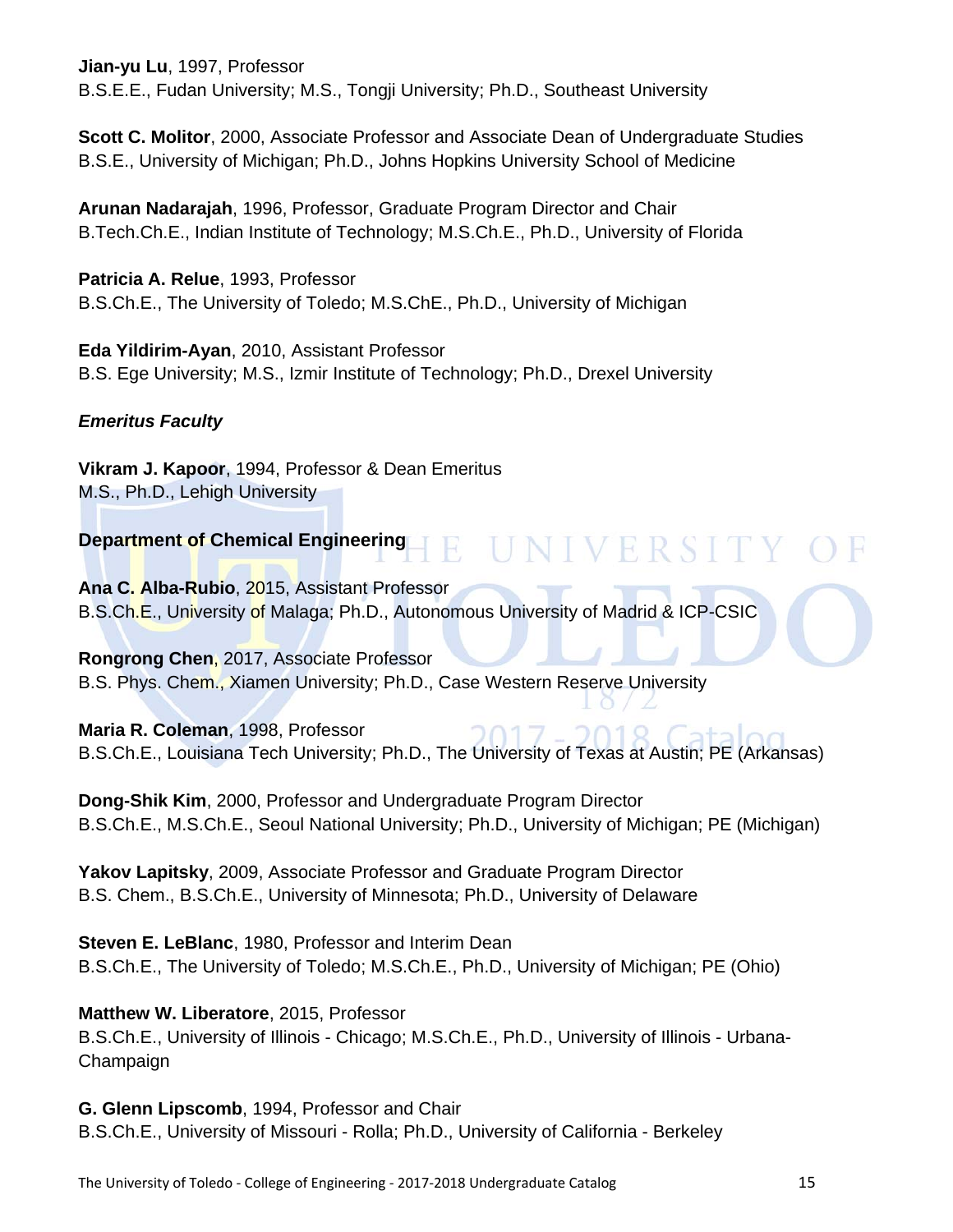**Jian-yu Lu**, 1997, Professor
B.S.E.E., Fudan University; M.S., Tongji University; Ph.D., Southeast University

**Scott C. Molitor**, 2000, Associate Professor and Associate Dean of Undergraduate Studies
B.S.E., University of Michigan; Ph.D., Johns Hopkins University School of Medicine

**Arunan Nadarajah**, 1996, Professor, Graduate Program Director and Chair
B.Tech.Ch.E., Indian Institute of Technology; M.S.Ch.E., Ph.D., University of Florida

**Patricia A. Relue**, 1993, Professor
B.S.Ch.E., The University of Toledo; M.S.ChE., Ph.D., University of Michigan

**Eda Yildirim-Ayan**, 2010, Assistant Professor
B.S. Ege University; M.S., Izmir Institute of Technology; Ph.D., Drexel University

***Emeritus Faculty***

**Vikram J. Kapoor**, 1994, Professor & Dean Emeritus
M.S., Ph.D., Lehigh University

**Department of Chemical Engineering**

**Ana C. Alba-Rubio**, 2015, Assistant Professor
B.S.Ch.E., University of Malaga; Ph.D., Autonomous University of Madrid & ICP-CSIC

**Rongrong Chen**, 2017, Associate Professor
B.S. Phys. Chem., Xiamen University; Ph.D., Case Western Reserve University

**Maria R. Coleman**, 1998, Professor
B.S.Ch.E., Louisiana Tech University; Ph.D., The University of Texas at Austin; PE (Arkansas)

**Dong-Shik Kim**, 2000, Professor and Undergraduate Program Director
B.S.Ch.E., M.S.Ch.E., Seoul National University; Ph.D., University of Michigan; PE (Michigan)

**Yakov Lapitsky**, 2009, Associate Professor and Graduate Program Director
B.S. Chem., B.S.Ch.E., University of Minnesota; Ph.D., University of Delaware

**Steven E. LeBlanc**, 1980, Professor and Interim Dean
B.S.Ch.E., The University of Toledo; M.S.Ch.E., Ph.D., University of Michigan; PE (Ohio)

**Matthew W. Liberatore**, 2015, Professor
B.S.Ch.E., University of Illinois - Chicago; M.S.Ch.E., Ph.D., University of Illinois - Urbana-Champaign

**G. Glenn Lipscomb**, 1994, Professor and Chair
B.S.Ch.E., University of Missouri - Rolla; Ph.D., University of California - Berkeley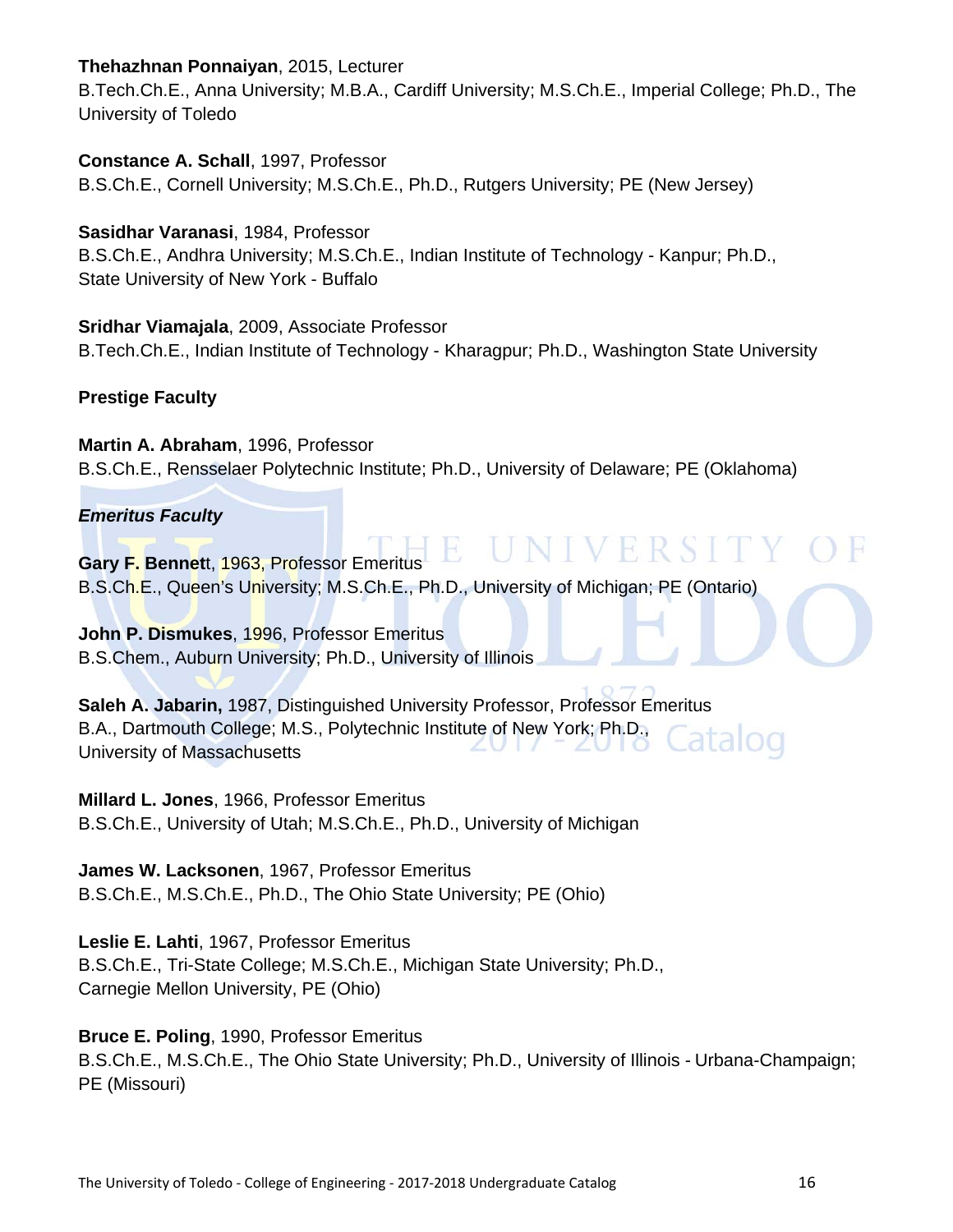**Thehazhnan Ponnaiyan**, 2015, Lecturer
B.Tech.Ch.E., Anna University; M.B.A., Cardiff University; M.S.Ch.E., Imperial College; Ph.D., The University of Toledo

**Constance A. Schall**, 1997, Professor
B.S.Ch.E., Cornell University; M.S.Ch.E., Ph.D., Rutgers University; PE (New Jersey)

**Sasidhar Varanasi**, 1984, Professor
B.S.Ch.E., Andhra University; M.S.Ch.E., Indian Institute of Technology - Kanpur; Ph.D., State University of New York - Buffalo

**Sridhar Viamajala**, 2009, Associate Professor
B.Tech.Ch.E., Indian Institute of Technology - Kharagpur; Ph.D., Washington State University

**Prestige Faculty**

**Martin A. Abraham**, 1996, Professor
B.S.Ch.E., Rensselaer Polytechnic Institute; Ph.D., University of Delaware; PE (Oklahoma)

***Emeritus Faculty***

**Gary F. Bennett**, 1963, Professor Emeritus
B.S.Ch.E., Queen's University; M.S.Ch.E., Ph.D., University of Michigan; PE (Ontario)

**John P. Dismukes**, 1996, Professor Emeritus
B.S.Chem., Auburn University; Ph.D., University of Illinois

**Saleh A. Jabarin,** 1987, Distinguished University Professor, Professor Emeritus
B.A., Dartmouth College; M.S., Polytechnic Institute of New York; Ph.D., University of Massachusetts

**Millard L. Jones**, 1966, Professor Emeritus
B.S.Ch.E., University of Utah; M.S.Ch.E., Ph.D., University of Michigan

**James W. Lacksonen**, 1967, Professor Emeritus
B.S.Ch.E., M.S.Ch.E., Ph.D., The Ohio State University; PE (Ohio)

**Leslie E. Lahti**, 1967, Professor Emeritus
B.S.Ch.E., Tri-State College; M.S.Ch.E., Michigan State University; Ph.D., Carnegie Mellon University, PE (Ohio)

**Bruce E. Poling**, 1990, Professor Emeritus
B.S.Ch.E., M.S.Ch.E., The Ohio State University; Ph.D., University of Illinois - Urbana-Champaign; PE (Missouri)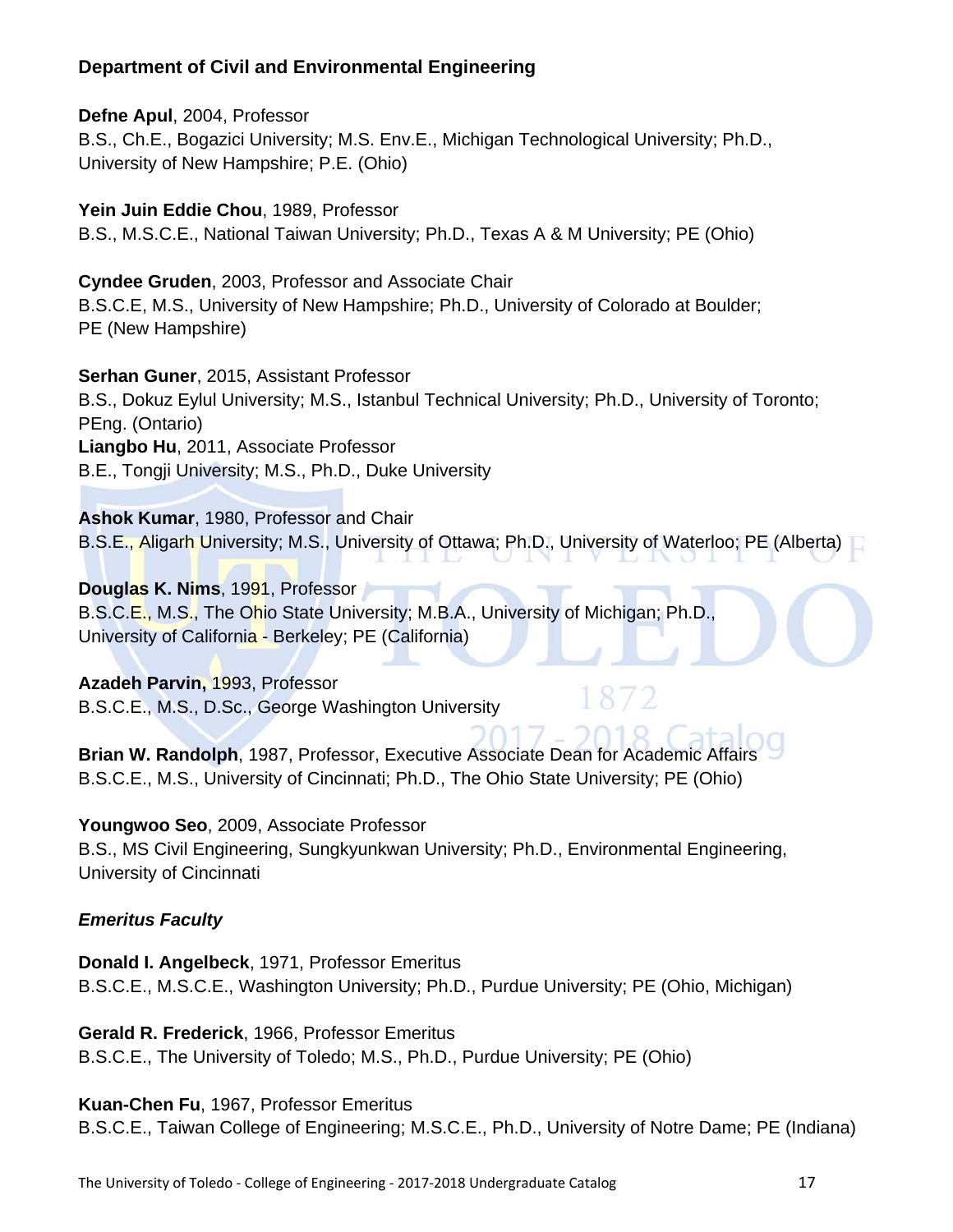## Department of Civil and Environmental Engineering

**Defne Apul**, 2004, Professor
B.S., Ch.E., Bogazici University; M.S. Env.E., Michigan Technological University; Ph.D., University of New Hampshire; P.E. (Ohio)

**Yein Juin Eddie Chou**, 1989, Professor
B.S., M.S.C.E., National Taiwan University; Ph.D., Texas A & M University; PE (Ohio)

**Cyndee Gruden**, 2003, Professor and Associate Chair
B.S.C.E, M.S., University of New Hampshire; Ph.D., University of Colorado at Boulder; PE (New Hampshire)

**Serhan Guner**, 2015, Assistant Professor
B.S., Dokuz Eylul University; M.S., Istanbul Technical University; Ph.D., University of Toronto; PEng. (Ontario)

**Liangbo Hu**, 2011, Associate Professor
B.E., Tongji University; M.S., Ph.D., Duke University

**Ashok Kumar**, 1980, Professor and Chair
B.S.E., Aligarh University; M.S., University of Ottawa; Ph.D., University of Waterloo; PE (Alberta)

**Douglas K. Nims**, 1991, Professor
B.S.C.E., M.S., The Ohio State University; M.B.A., University of Michigan; Ph.D., University of California - Berkeley; PE (California)

**Azadeh Parvin,** 1993, Professor
B.S.C.E., M.S., D.Sc., George Washington University

**Brian W. Randolph**, 1987, Professor, Executive Associate Dean for Academic Affairs
B.S.C.E., M.S., University of Cincinnati; Ph.D., The Ohio State University; PE (Ohio)

**Youngwoo Seo**, 2009, Associate Professor
B.S., MS Civil Engineering, Sungkyunkwan University; Ph.D., Environmental Engineering, University of Cincinnati

### *Emeritus Faculty*

**Donald I. Angelbeck**, 1971, Professor Emeritus
B.S.C.E., M.S.C.E., Washington University; Ph.D., Purdue University; PE (Ohio, Michigan)

**Gerald R. Frederick**, 1966, Professor Emeritus
B.S.C.E., The University of Toledo; M.S., Ph.D., Purdue University; PE (Ohio)

**Kuan-Chen Fu**, 1967, Professor Emeritus
B.S.C.E., Taiwan College of Engineering; M.S.C.E., Ph.D., University of Notre Dame; PE (Indiana)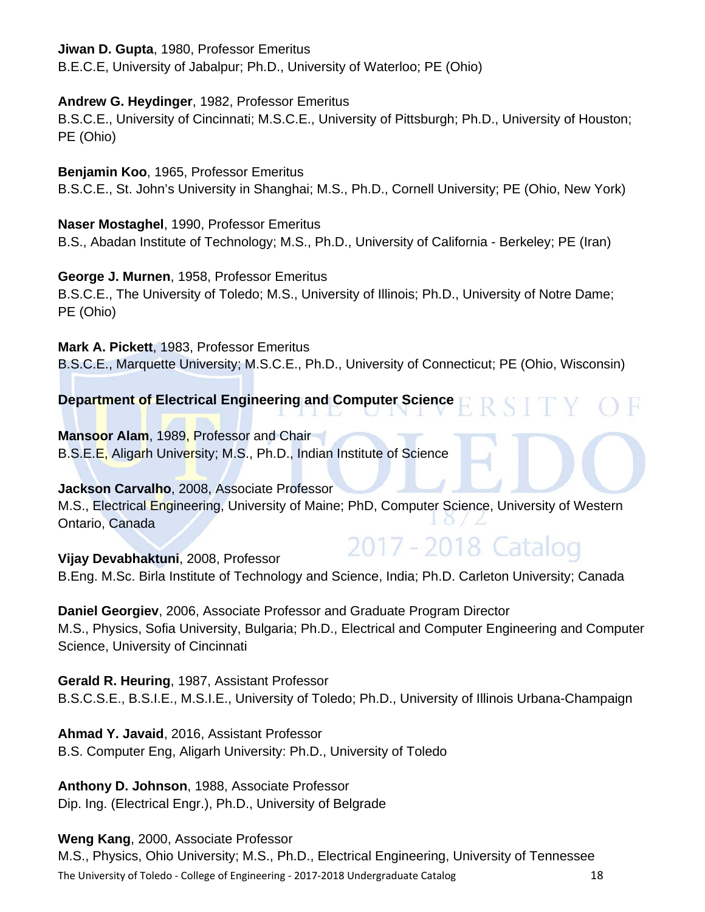**Jiwan D. Gupta**, 1980, Professor Emeritus
B.E.C.E, University of Jabalpur; Ph.D., University of Waterloo; PE (Ohio)

**Andrew G. Heydinger**, 1982, Professor Emeritus
B.S.C.E., University of Cincinnati; M.S.C.E., University of Pittsburgh; Ph.D., University of Houston; PE (Ohio)

**Benjamin Koo**, 1965, Professor Emeritus
B.S.C.E., St. John's University in Shanghai; M.S., Ph.D., Cornell University; PE (Ohio, New York)

**Naser Mostaghel**, 1990, Professor Emeritus
B.S., Abadan Institute of Technology; M.S., Ph.D., University of California - Berkeley; PE (Iran)

**George J. Murnen**, 1958, Professor Emeritus
B.S.C.E., The University of Toledo; M.S., University of Illinois; Ph.D., University of Notre Dame; PE (Ohio)

**Mark A. Pickett**, 1983, Professor Emeritus
B.S.C.E., Marquette University; M.S.C.E., Ph.D., University of Connecticut; PE (Ohio, Wisconsin)

## Department of Electrical Engineering and Computer Science

**Mansoor Alam**, 1989, Professor and Chair
B.S.E.E, Aligarh University; M.S., Ph.D., Indian Institute of Science

**Jackson Carvalho**, 2008, Associate Professor
M.S., Electrical Engineering, University of Maine; PhD, Computer Science, University of Western Ontario, Canada

**Vijay Devabhaktuni**, 2008, Professor
B.Eng. M.Sc. Birla Institute of Technology and Science, India; Ph.D. Carleton University; Canada

**Daniel Georgiev**, 2006, Associate Professor and Graduate Program Director
M.S., Physics, Sofia University, Bulgaria; Ph.D., Electrical and Computer Engineering and Computer Science, University of Cincinnati

**Gerald R. Heuring**, 1987, Assistant Professor
B.S.C.S.E., B.S.I.E., M.S.I.E., University of Toledo; Ph.D., University of Illinois Urbana-Champaign

**Ahmad Y. Javaid**, 2016, Assistant Professor
B.S. Computer Eng, Aligarh University: Ph.D., University of Toledo

**Anthony D. Johnson**, 1988, Associate Professor
Dip. Ing. (Electrical Engr.), Ph.D., University of Belgrade

**Weng Kang**, 2000, Associate Professor
M.S., Physics, Ohio University; M.S., Ph.D., Electrical Engineering, University of Tennessee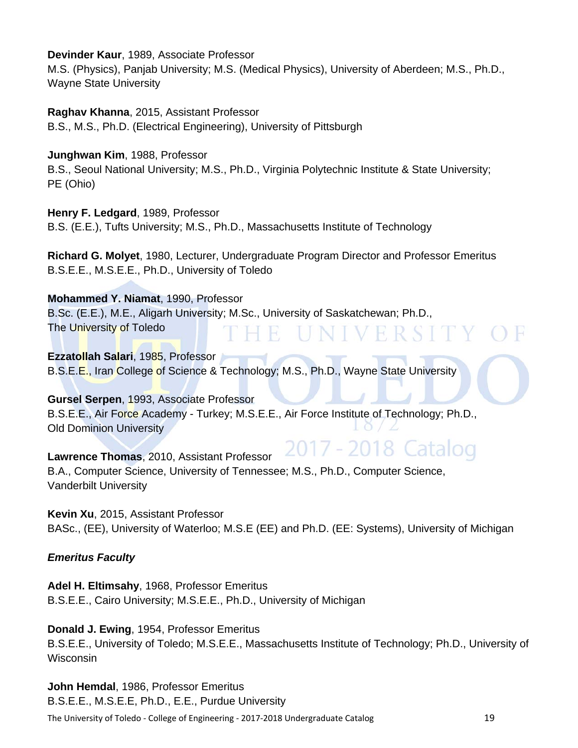**Devinder Kaur**, 1989, Associate Professor
M.S. (Physics), Panjab University; M.S. (Medical Physics), University of Aberdeen; M.S., Ph.D., Wayne State University

**Raghav Khanna**, 2015, Assistant Professor
B.S., M.S., Ph.D. (Electrical Engineering), University of Pittsburgh

**Junghwan Kim**, 1988, Professor
B.S., Seoul National University; M.S., Ph.D., Virginia Polytechnic Institute & State University; PE (Ohio)

**Henry F. Ledgard**, 1989, Professor
B.S. (E.E.), Tufts University; M.S., Ph.D., Massachusetts Institute of Technology

**Richard G. Molyet**, 1980, Lecturer, Undergraduate Program Director and Professor Emeritus
B.S.E.E., M.S.E.E., Ph.D., University of Toledo

**Mohammed Y. Niamat**, 1990, Professor
B.Sc. (E.E.), M.E., Aligarh University; M.Sc., University of Saskatchewan; Ph.D., The University of Toledo

**Ezzatollah Salari**, 1985, Professor
B.S.E.E., Iran College of Science & Technology; M.S., Ph.D., Wayne State University

**Gursel Serpen**, 1993, Associate Professor
B.S.E.E., Air Force Academy - Turkey; M.S.E.E., Air Force Institute of Technology; Ph.D., Old Dominion University

**Lawrence Thomas**, 2010, Assistant Professor
B.A., Computer Science, University of Tennessee; M.S., Ph.D., Computer Science, Vanderbilt University

**Kevin Xu**, 2015, Assistant Professor
BASc., (EE), University of Waterloo; M.S.E (EE) and Ph.D. (EE: Systems), University of Michigan

***Emeritus Faculty***

**Adel H. Eltimsahy**, 1968, Professor Emeritus
B.S.E.E., Cairo University; M.S.E.E., Ph.D., University of Michigan

**Donald J. Ewing**, 1954, Professor Emeritus
B.S.E.E., University of Toledo; M.S.E.E., Massachusetts Institute of Technology; Ph.D., University of Wisconsin

**John Hemdal**, 1986, Professor Emeritus
B.S.E.E., M.S.E.E, Ph.D., E.E., Purdue University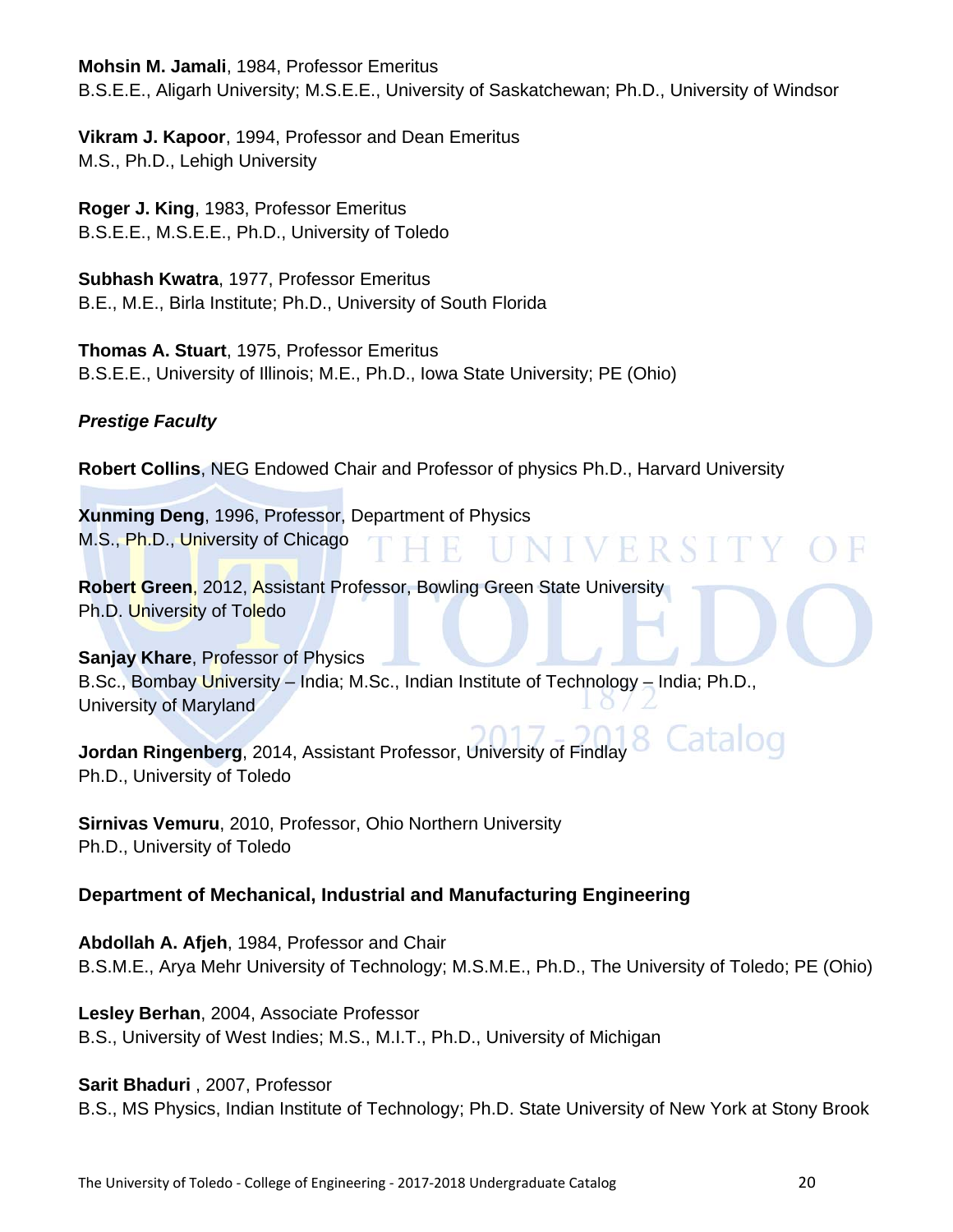**Mohsin M. Jamali**, 1984, Professor Emeritus
B.S.E.E., Aligarh University; M.S.E.E., University of Saskatchewan; Ph.D., University of Windsor

**Vikram J. Kapoor**, 1994, Professor and Dean Emeritus
M.S., Ph.D., Lehigh University

**Roger J. King**, 1983, Professor Emeritus
B.S.E.E., M.S.E.E., Ph.D., University of Toledo

**Subhash Kwatra**, 1977, Professor Emeritus
B.E., M.E., Birla Institute; Ph.D., University of South Florida

**Thomas A. Stuart**, 1975, Professor Emeritus
B.S.E.E., University of Illinois; M.E., Ph.D., Iowa State University; PE (Ohio)

***Prestige Faculty***

**Robert Collins**, NEG Endowed Chair and Professor of physics Ph.D., Harvard University

**Xunming Deng**, 1996, Professor, Department of Physics
M.S., Ph.D., University of Chicago

**Robert Green**, 2012, Assistant Professor, Bowling Green State University
Ph.D. University of Toledo

**Sanjay Khare**, Professor of Physics
B.Sc., Bombay University – India; M.Sc., Indian Institute of Technology – India; Ph.D., University of Maryland

**Jordan Ringenberg**, 2014, Assistant Professor, University of Findlay
Ph.D., University of Toledo

**Sirnivas Vemuru**, 2010, Professor, Ohio Northern University
Ph.D., University of Toledo

**Department of Mechanical, Industrial and Manufacturing Engineering**

**Abdollah A. Afjeh**, 1984, Professor and Chair
B.S.M.E., Arya Mehr University of Technology; M.S.M.E., Ph.D., The University of Toledo; PE (Ohio)

**Lesley Berhan**, 2004, Associate Professor
B.S., University of West Indies; M.S., M.I.T., Ph.D., University of Michigan

**Sarit Bhaduri** , 2007, Professor
B.S., MS Physics, Indian Institute of Technology; Ph.D. State University of New York at Stony Brook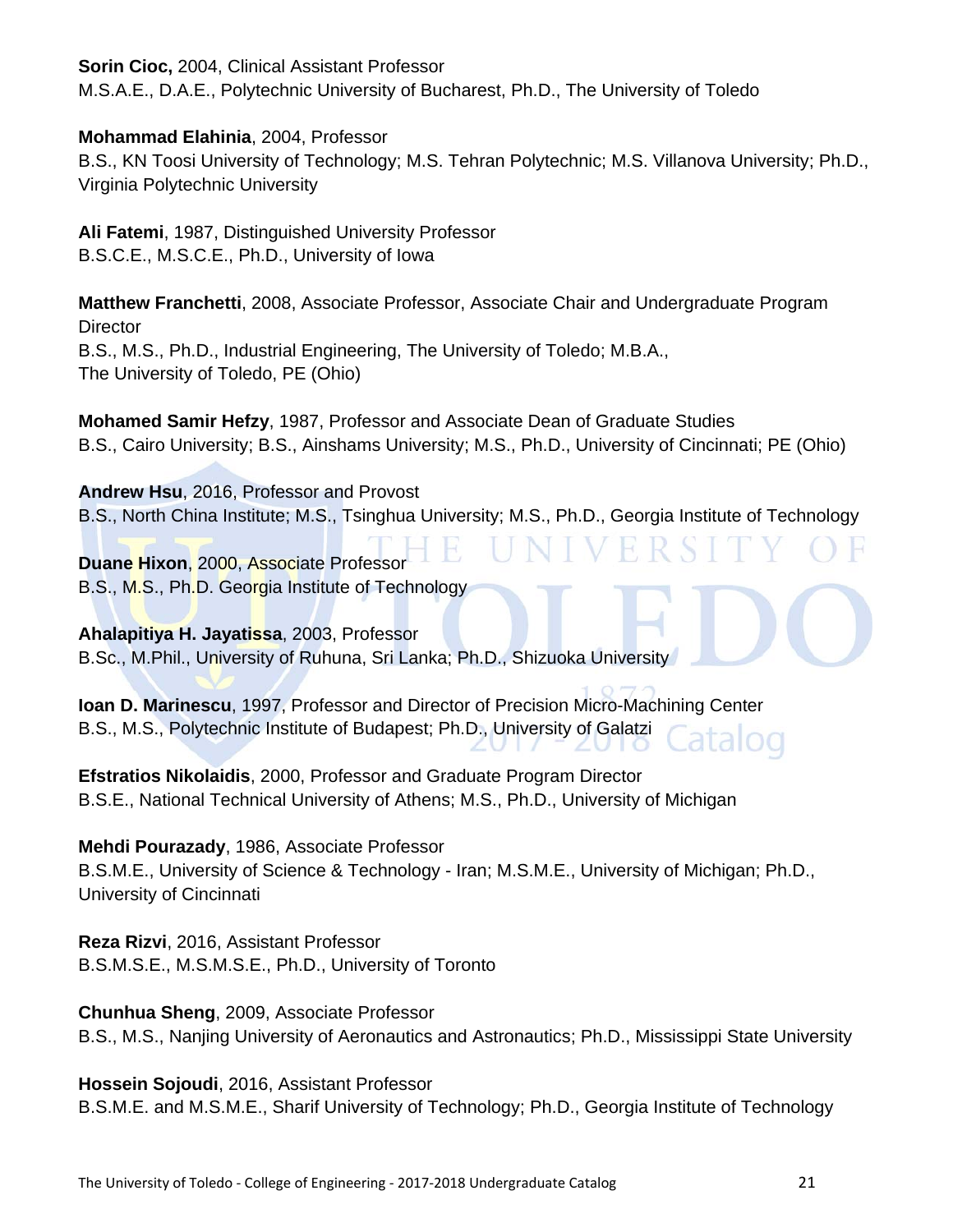**Sorin Cioc,** 2004, Clinical Assistant Professor
M.S.A.E., D.A.E., Polytechnic University of Bucharest, Ph.D., The University of Toledo

**Mohammad Elahinia**, 2004, Professor
B.S., KN Toosi University of Technology; M.S. Tehran Polytechnic; M.S. Villanova University; Ph.D., Virginia Polytechnic University

**Ali Fatemi**, 1987, Distinguished University Professor
B.S.C.E., M.S.C.E., Ph.D., University of Iowa

**Matthew Franchetti**, 2008, Associate Professor, Associate Chair and Undergraduate Program Director
B.S., M.S., Ph.D., Industrial Engineering, The University of Toledo; M.B.A., The University of Toledo, PE (Ohio)

**Mohamed Samir Hefzy**, 1987, Professor and Associate Dean of Graduate Studies
B.S., Cairo University; B.S., Ainshams University; M.S., Ph.D., University of Cincinnati; PE (Ohio)

**Andrew Hsu**, 2016, Professor and Provost
B.S., North China Institute; M.S., Tsinghua University; M.S., Ph.D., Georgia Institute of Technology

**Duane Hixon**, 2000, Associate Professor
B.S., M.S., Ph.D. Georgia Institute of Technology

**Ahalapitiya H. Jayatissa**, 2003, Professor
B.Sc., M.Phil., University of Ruhuna, Sri Lanka; Ph.D., Shizuoka University

**Ioan D. Marinescu**, 1997, Professor and Director of Precision Micro-Machining Center
B.S., M.S., Polytechnic Institute of Budapest; Ph.D., University of Galatzi

**Efstratios Nikolaidis**, 2000, Professor and Graduate Program Director
B.S.E., National Technical University of Athens; M.S., Ph.D., University of Michigan

**Mehdi Pourazady**, 1986, Associate Professor
B.S.M.E., University of Science & Technology - Iran; M.S.M.E., University of Michigan; Ph.D., University of Cincinnati

**Reza Rizvi**, 2016, Assistant Professor
B.S.M.S.E., M.S.M.S.E., Ph.D., University of Toronto

**Chunhua Sheng**, 2009, Associate Professor
B.S., M.S., Nanjing University of Aeronautics and Astronautics; Ph.D., Mississippi State University

**Hossein Sojoudi**, 2016, Assistant Professor
B.S.M.E. and M.S.M.E., Sharif University of Technology; Ph.D., Georgia Institute of Technology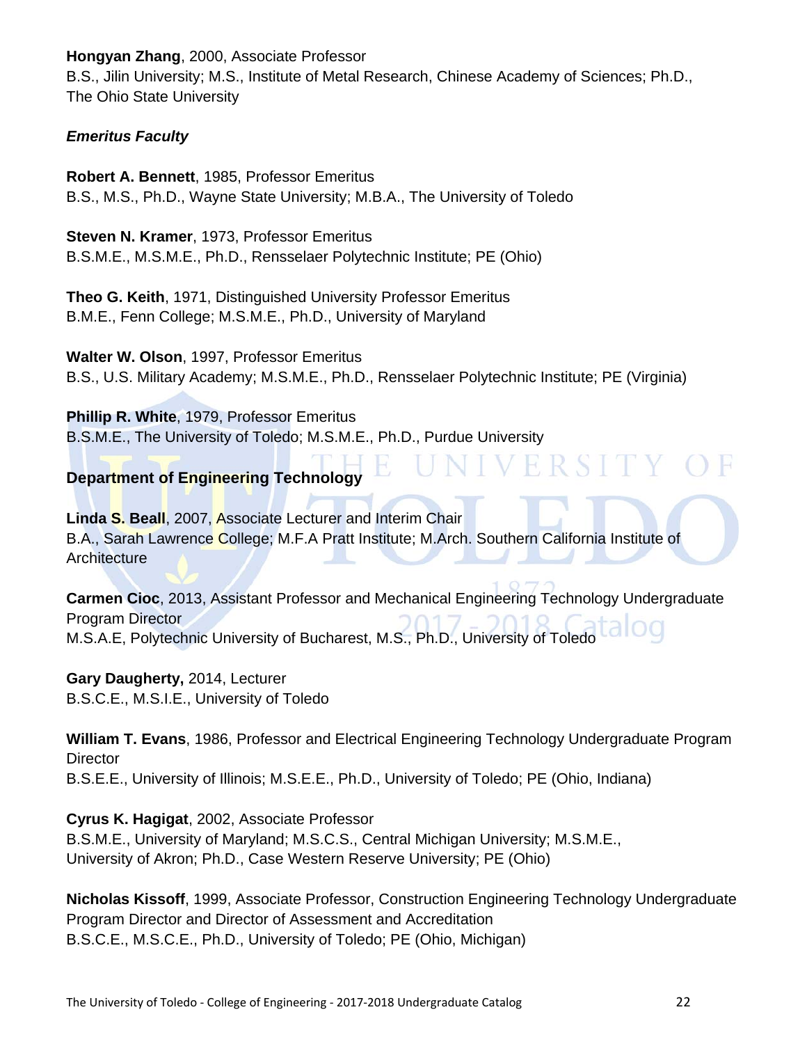**Hongyan Zhang**, 2000, Associate Professor
B.S., Jilin University; M.S., Institute of Metal Research, Chinese Academy of Sciences; Ph.D., The Ohio State University

***Emeritus Faculty***

**Robert A. Bennett**, 1985, Professor Emeritus
B.S., M.S., Ph.D., Wayne State University; M.B.A., The University of Toledo

**Steven N. Kramer**, 1973, Professor Emeritus
B.S.M.E., M.S.M.E., Ph.D., Rensselaer Polytechnic Institute; PE (Ohio)

**Theo G. Keith**, 1971, Distinguished University Professor Emeritus
B.M.E., Fenn College; M.S.M.E., Ph.D., University of Maryland

**Walter W. Olson**, 1997, Professor Emeritus
B.S., U.S. Military Academy; M.S.M.E., Ph.D., Rensselaer Polytechnic Institute; PE (Virginia)

**Phillip R. White**, 1979, Professor Emeritus
B.S.M.E., The University of Toledo; M.S.M.E., Ph.D., Purdue University

### Department of Engineering Technology

**Linda S. Beall**, 2007, Associate Lecturer and Interim Chair
B.A., Sarah Lawrence College; M.F.A Pratt Institute; M.Arch. Southern California Institute of Architecture

**Carmen Cioc**, 2013, Assistant Professor and Mechanical Engineering Technology Undergraduate Program Director
M.S.A.E, Polytechnic University of Bucharest, M.S., Ph.D., University of Toledo

**Gary Daugherty,** 2014, Lecturer
B.S.C.E., M.S.I.E., University of Toledo

**William T. Evans**, 1986, Professor and Electrical Engineering Technology Undergraduate Program Director
B.S.E.E., University of Illinois; M.S.E.E., Ph.D., University of Toledo; PE (Ohio, Indiana)

**Cyrus K. Hagigat**, 2002, Associate Professor
B.S.M.E., University of Maryland; M.S.C.S., Central Michigan University; M.S.M.E., University of Akron; Ph.D., Case Western Reserve University; PE (Ohio)

**Nicholas Kissoff**, 1999, Associate Professor, Construction Engineering Technology Undergraduate Program Director and Director of Assessment and Accreditation
B.S.C.E., M.S.C.E., Ph.D., University of Toledo; PE (Ohio, Michigan)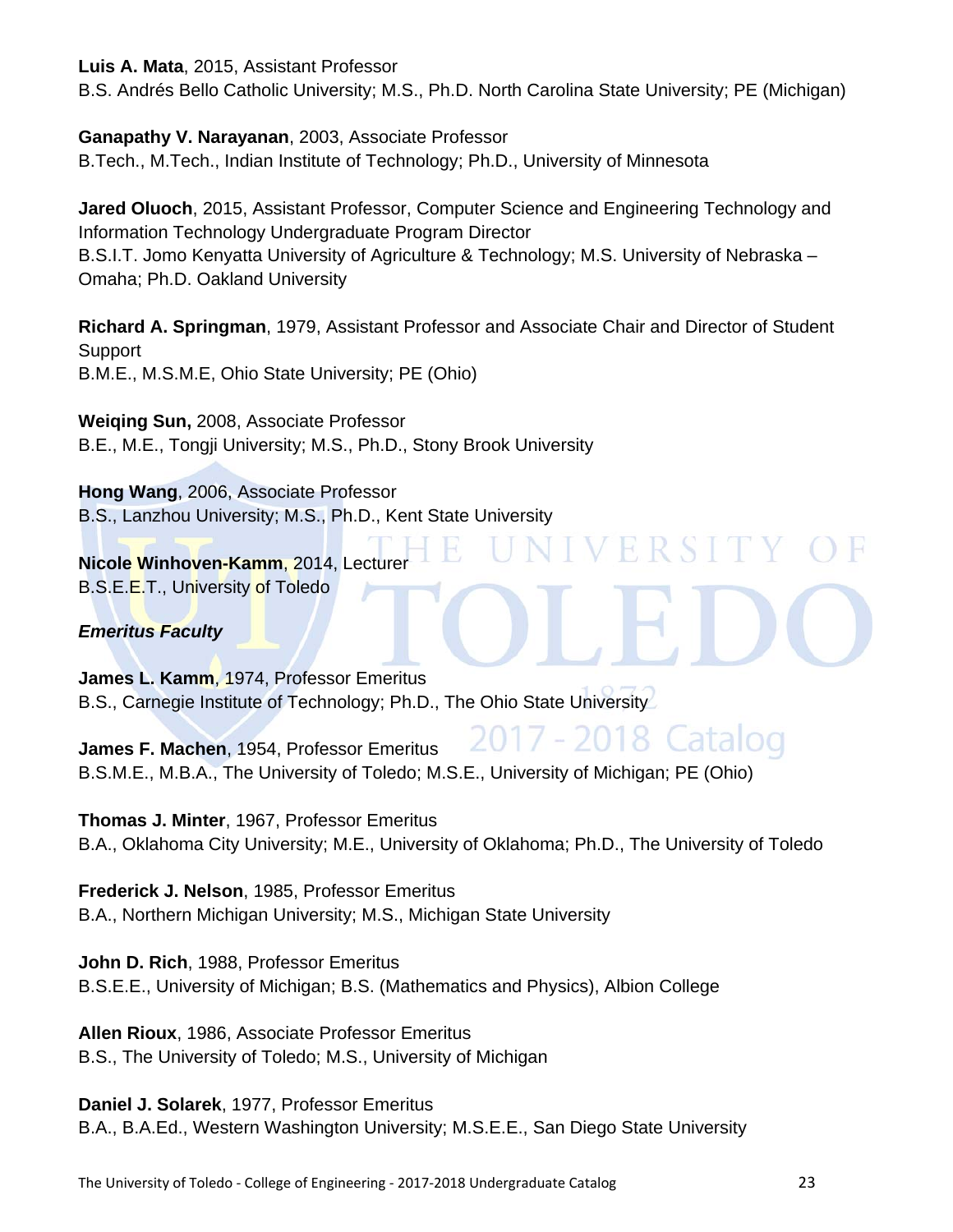**Luis A. Mata**, 2015, Assistant Professor
B.S. Andrés Bello Catholic University; M.S., Ph.D. North Carolina State University; PE (Michigan)

**Ganapathy V. Narayanan**, 2003, Associate Professor
B.Tech., M.Tech., Indian Institute of Technology; Ph.D., University of Minnesota

**Jared Oluoch**, 2015, Assistant Professor, Computer Science and Engineering Technology and Information Technology Undergraduate Program Director
B.S.I.T. Jomo Kenyatta University of Agriculture & Technology; M.S. University of Nebraska – Omaha; Ph.D. Oakland University

**Richard A. Springman**, 1979, Assistant Professor and Associate Chair and Director of Student Support
B.M.E., M.S.M.E, Ohio State University; PE (Ohio)

**Weiqing Sun,** 2008, Associate Professor
B.E., M.E., Tongji University; M.S., Ph.D., Stony Brook University

**Hong Wang**, 2006, Associate Professor
B.S., Lanzhou University; M.S., Ph.D., Kent State University

**Nicole Winhoven-Kamm**, 2014, Lecturer
B.S.E.E.T., University of Toledo

***Emeritus Faculty***

**James L. Kamm**, 1974, Professor Emeritus
B.S., Carnegie Institute of Technology; Ph.D., The Ohio State University

**James F. Machen**, 1954, Professor Emeritus
B.S.M.E., M.B.A., The University of Toledo; M.S.E., University of Michigan; PE (Ohio)

**Thomas J. Minter**, 1967, Professor Emeritus
B.A., Oklahoma City University; M.E., University of Oklahoma; Ph.D., The University of Toledo

**Frederick J. Nelson**, 1985, Professor Emeritus
B.A., Northern Michigan University; M.S., Michigan State University

**John D. Rich**, 1988, Professor Emeritus
B.S.E.E., University of Michigan; B.S. (Mathematics and Physics), Albion College

**Allen Rioux**, 1986, Associate Professor Emeritus
B.S., The University of Toledo; M.S., University of Michigan

**Daniel J. Solarek**, 1977, Professor Emeritus
B.A., B.A.Ed., Western Washington University; M.S.E.E., San Diego State University